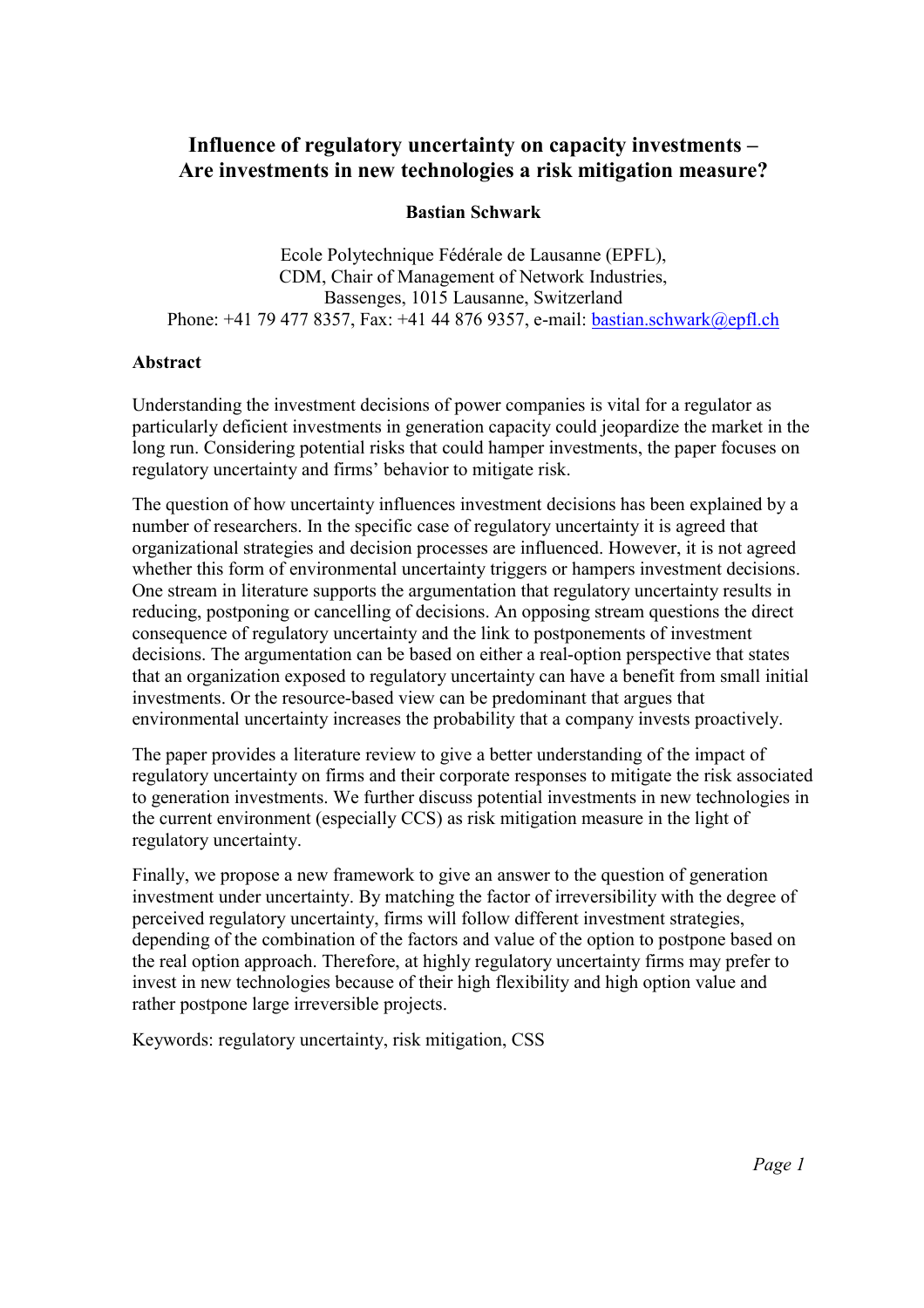# Influence of regulatory uncertainty on capacity investments – Are investments in new technologies a risk mitigation measure?

**Bastian Schwark**

Ecole Polytechnique Fédérale de Lausanne (EPFL),
CDM, Chair of Management of Network Industries,
Bassenges, 1015 Lausanne, Switzerland
Phone: +41 79 477 8357, Fax: +41 44 876 9357, e-mail: bastian.schwark@epfl.ch

## Abstract

Understanding the investment decisions of power companies is vital for a regulator as particularly deficient investments in generation capacity could jeopardize the market in the long run. Considering potential risks that could hamper investments, the paper focuses on regulatory uncertainty and firms' behavior to mitigate risk.

The question of how uncertainty influences investment decisions has been explained by a number of researchers. In the specific case of regulatory uncertainty it is agreed that organizational strategies and decision processes are influenced. However, it is not agreed whether this form of environmental uncertainty triggers or hampers investment decisions. One stream in literature supports the argumentation that regulatory uncertainty results in reducing, postponing or cancelling of decisions. An opposing stream questions the direct consequence of regulatory uncertainty and the link to postponements of investment decisions. The argumentation can be based on either a real-option perspective that states that an organization exposed to regulatory uncertainty can have a benefit from small initial investments. Or the resource-based view can be predominant that argues that environmental uncertainty increases the probability that a company invests proactively.

The paper provides a literature review to give a better understanding of the impact of regulatory uncertainty on firms and their corporate responses to mitigate the risk associated to generation investments. We further discuss potential investments in new technologies in the current environment (especially CCS) as risk mitigation measure in the light of regulatory uncertainty.

Finally, we propose a new framework to give an answer to the question of generation investment under uncertainty. By matching the factor of irreversibility with the degree of perceived regulatory uncertainty, firms will follow different investment strategies, depending of the combination of the factors and value of the option to postpone based on the real option approach. Therefore, at highly regulatory uncertainty firms may prefer to invest in new technologies because of their high flexibility and high option value and rather postpone large irreversible projects.

Keywords: regulatory uncertainty, risk mitigation, CSS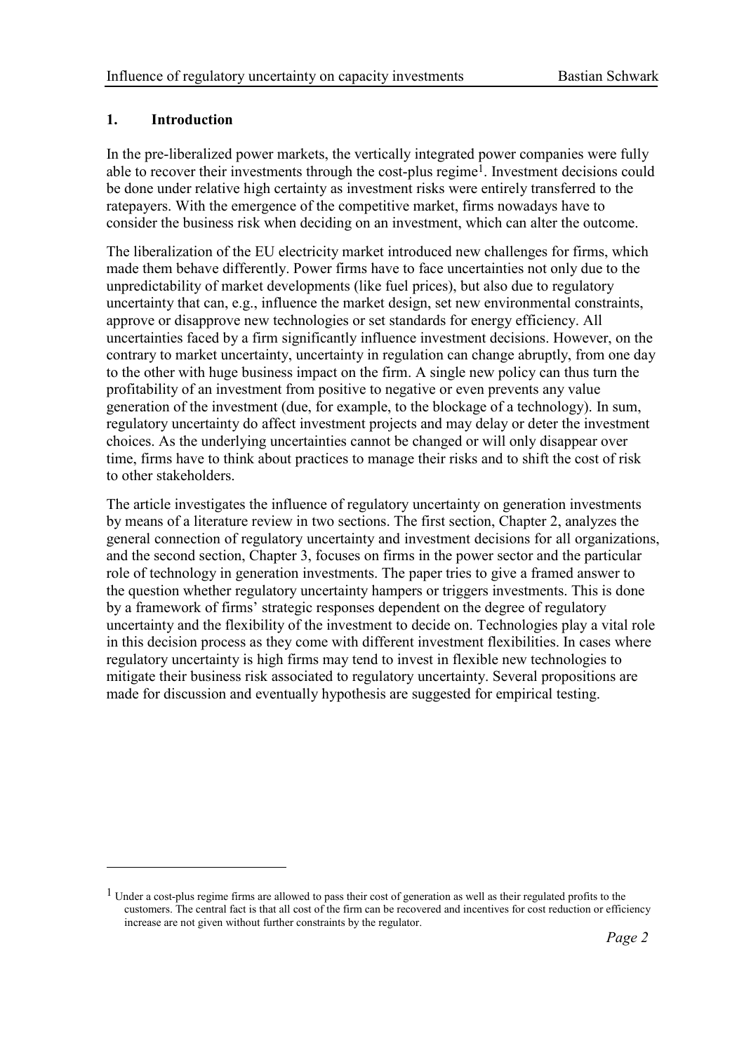# 1. Introduction

In the pre-liberalized power markets, the vertically integrated power companies were fully able to recover their investments through the cost-plus regime[1]. Investment decisions could be done under relative high certainty as investment risks were entirely transferred to the ratepayers. With the emergence of the competitive market, firms nowadays have to consider the business risk when deciding on an investment, which can alter the outcome.

The liberalization of the EU electricity market introduced new challenges for firms, which made them behave differently. Power firms have to face uncertainties not only due to the unpredictability of market developments (like fuel prices), but also due to regulatory uncertainty that can, e.g., influence the market design, set new environmental constraints, approve or disapprove new technologies or set standards for energy efficiency. All uncertainties faced by a firm significantly influence investment decisions. However, on the contrary to market uncertainty, uncertainty in regulation can change abruptly, from one day to the other with huge business impact on the firm. A single new policy can thus turn the profitability of an investment from positive to negative or even prevents any value generation of the investment (due, for example, to the blockage of a technology). In sum, regulatory uncertainty do affect investment projects and may delay or deter the investment choices. As the underlying uncertainties cannot be changed or will only disappear over time, firms have to think about practices to manage their risks and to shift the cost of risk to other stakeholders.

The article investigates the influence of regulatory uncertainty on generation investments by means of a literature review in two sections. The first section, Chapter 2, analyzes the general connection of regulatory uncertainty and investment decisions for all organizations, and the second section, Chapter 3, focuses on firms in the power sector and the particular role of technology in generation investments. The paper tries to give a framed answer to the question whether regulatory uncertainty hampers or triggers investments. This is done by a framework of firms' strategic responses dependent on the degree of regulatory uncertainty and the flexibility of the investment to decide on. Technologies play a vital role in this decision process as they come with different investment flexibilities. In cases where regulatory uncertainty is high firms may tend to invest in flexible new technologies to mitigate their business risk associated to regulatory uncertainty. Several propositions are made for discussion and eventually hypothesis are suggested for empirical testing.

---

[1] Under a cost-plus regime firms are allowed to pass their cost of generation as well as their regulated profits to the customers. The central fact is that all cost of the firm can be recovered and incentives for cost reduction or efficiency increase are not given without further constraints by the regulator.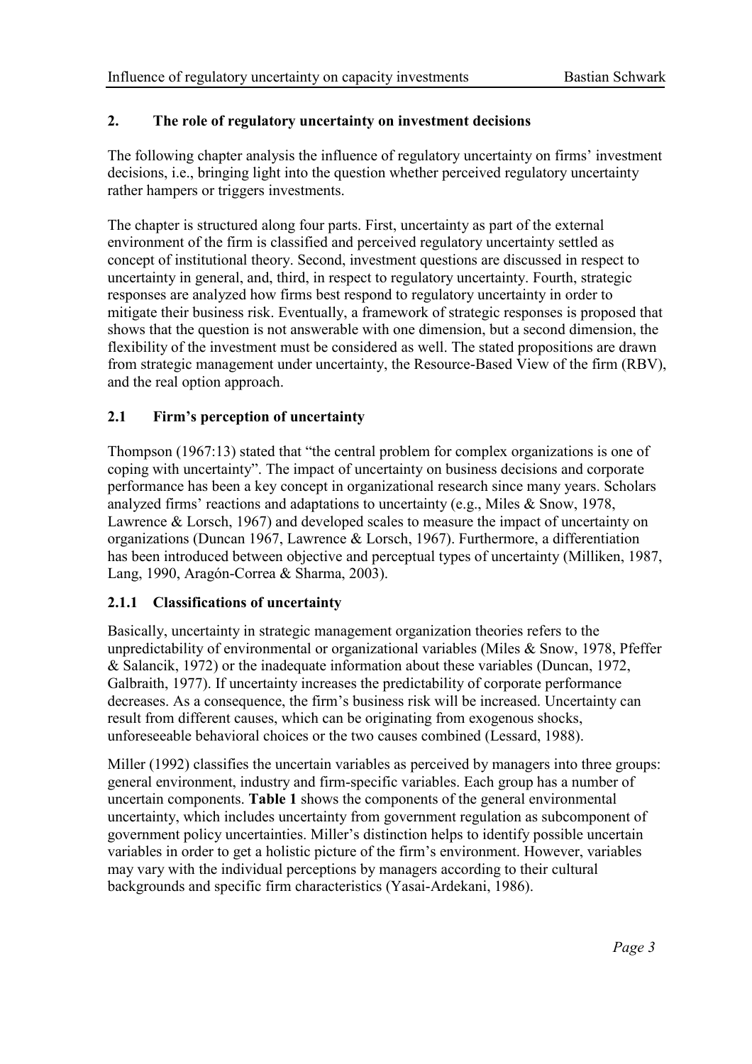## 2. The role of regulatory uncertainty on investment decisions

The following chapter analysis the influence of regulatory uncertainty on firms' investment decisions, i.e., bringing light into the question whether perceived regulatory uncertainty rather hampers or triggers investments.

The chapter is structured along four parts. First, uncertainty as part of the external environment of the firm is classified and perceived regulatory uncertainty settled as concept of institutional theory. Second, investment questions are discussed in respect to uncertainty in general, and, third, in respect to regulatory uncertainty. Fourth, strategic responses are analyzed how firms best respond to regulatory uncertainty in order to mitigate their business risk. Eventually, a framework of strategic responses is proposed that shows that the question is not answerable with one dimension, but a second dimension, the flexibility of the investment must be considered as well. The stated propositions are drawn from strategic management under uncertainty, the Resource-Based View of the firm (RBV), and the real option approach.

### 2.1 Firm's perception of uncertainty

Thompson (1967:13) stated that "the central problem for complex organizations is one of coping with uncertainty". The impact of uncertainty on business decisions and corporate performance has been a key concept in organizational research since many years. Scholars analyzed firms' reactions and adaptations to uncertainty (e.g., Miles & Snow, 1978, Lawrence & Lorsch, 1967) and developed scales to measure the impact of uncertainty on organizations (Duncan 1967, Lawrence & Lorsch, 1967). Furthermore, a differentiation has been introduced between objective and perceptual types of uncertainty (Milliken, 1987, Lang, 1990, Aragón-Correa & Sharma, 2003).

#### 2.1.1 Classifications of uncertainty

Basically, uncertainty in strategic management organization theories refers to the unpredictability of environmental or organizational variables (Miles & Snow, 1978, Pfeffer & Salancik, 1972) or the inadequate information about these variables (Duncan, 1972, Galbraith, 1977). If uncertainty increases the predictability of corporate performance decreases. As a consequence, the firm's business risk will be increased. Uncertainty can result from different causes, which can be originating from exogenous shocks, unforeseeable behavioral choices or the two causes combined (Lessard, 1988).

Miller (1992) classifies the uncertain variables as perceived by managers into three groups: general environment, industry and firm-specific variables. Each group has a number of uncertain components. **Table 1** shows the components of the general environmental uncertainty, which includes uncertainty from government regulation as subcomponent of government policy uncertainties. Miller's distinction helps to identify possible uncertain variables in order to get a holistic picture of the firm's environment. However, variables may vary with the individual perceptions by managers according to their cultural backgrounds and specific firm characteristics (Yasai-Ardekani, 1986).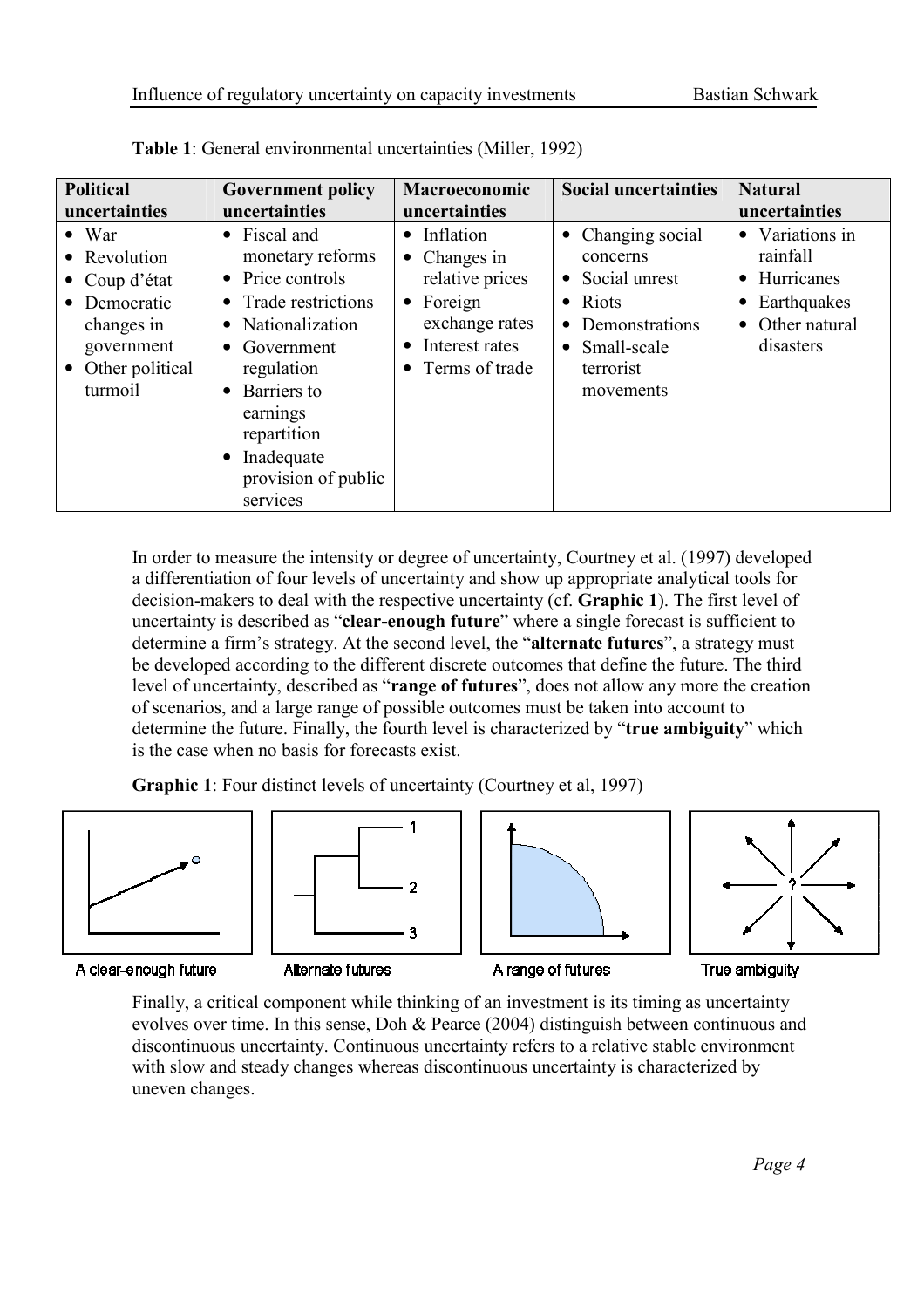**Table 1**: General environmental uncertainties (Miller, 1992)

| Political uncertainties | Government policy uncertainties | Macroeconomic uncertainties | Social uncertainties | Natural uncertainties |
|---|---|---|---|---|
| • War<br>• Revolution<br>• Coup d'état<br>• Democratic changes in government<br>• Other political turmoil | • Fiscal and monetary reforms<br>• Price controls<br>• Trade restrictions<br>• Nationalization<br>• Government regulation<br>• Barriers to earnings repartition<br>• Inadequate provision of public services | • Inflation<br>• Changes in relative prices<br>• Foreign exchange rates<br>• Interest rates<br>• Terms of trade | • Changing social concerns<br>• Social unrest<br>• Riots<br>• Demonstrations<br>• Small-scale terrorist movements | • Variations in rainfall<br>• Hurricanes<br>• Earthquakes<br>• Other natural disasters |

In order to measure the intensity or degree of uncertainty, Courtney et al. (1997) developed a differentiation of four levels of uncertainty and show up appropriate analytical tools for decision-makers to deal with the respective uncertainty (cf. **Graphic 1**). The first level of uncertainty is described as "**clear-enough future**" where a single forecast is sufficient to determine a firm's strategy. At the second level, the "**alternate futures**", a strategy must be developed according to the different discrete outcomes that define the future. The third level of uncertainty, described as "**range of futures**", does not allow any more the creation of scenarios, and a large range of possible outcomes must be taken into account to determine the future. Finally, the fourth level is characterized by "**true ambiguity**" which is the case when no basis for forecasts exist.

**Graphic 1**: Four distinct levels of uncertainty (Courtney et al, 1997)

A clear-enough future | Alternate futures | A range of futures | True ambiguity

Finally, a critical component while thinking of an investment is its timing as uncertainty evolves over time. In this sense, Doh & Pearce (2004) distinguish between continuous and discontinuous uncertainty. Continuous uncertainty refers to a relative stable environment with slow and steady changes whereas discontinuous uncertainty is characterized by uneven changes.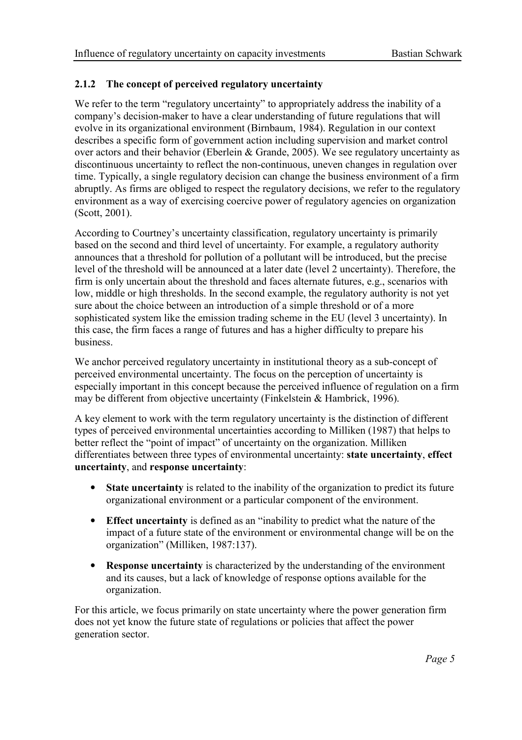### 2.1.2 The concept of perceived regulatory uncertainty

We refer to the term "regulatory uncertainty" to appropriately address the inability of a company's decision-maker to have a clear understanding of future regulations that will evolve in its organizational environment (Birnbaum, 1984). Regulation in our context describes a specific form of government action including supervision and market control over actors and their behavior (Eberlein & Grande, 2005). We see regulatory uncertainty as discontinuous uncertainty to reflect the non-continuous, uneven changes in regulation over time. Typically, a single regulatory decision can change the business environment of a firm abruptly. As firms are obliged to respect the regulatory decisions, we refer to the regulatory environment as a way of exercising coercive power of regulatory agencies on organization (Scott, 2001).

According to Courtney's uncertainty classification, regulatory uncertainty is primarily based on the second and third level of uncertainty. For example, a regulatory authority announces that a threshold for pollution of a pollutant will be introduced, but the precise level of the threshold will be announced at a later date (level 2 uncertainty). Therefore, the firm is only uncertain about the threshold and faces alternate futures, e.g., scenarios with low, middle or high thresholds. In the second example, the regulatory authority is not yet sure about the choice between an introduction of a simple threshold or of a more sophisticated system like the emission trading scheme in the EU (level 3 uncertainty). In this case, the firm faces a range of futures and has a higher difficulty to prepare his business.

We anchor perceived regulatory uncertainty in institutional theory as a sub-concept of perceived environmental uncertainty. The focus on the perception of uncertainty is especially important in this concept because the perceived influence of regulation on a firm may be different from objective uncertainty (Finkelstein & Hambrick, 1996).

A key element to work with the term regulatory uncertainty is the distinction of different types of perceived environmental uncertainties according to Milliken (1987) that helps to better reflect the "point of impact" of uncertainty on the organization. Milliken differentiates between three types of environmental uncertainty: **state uncertainty**, **effect uncertainty**, and **response uncertainty**:

- **State uncertainty** is related to the inability of the organization to predict its future organizational environment or a particular component of the environment.
- **Effect uncertainty** is defined as an "inability to predict what the nature of the impact of a future state of the environment or environmental change will be on the organization" (Milliken, 1987:137).
- **Response uncertainty** is characterized by the understanding of the environment and its causes, but a lack of knowledge of response options available for the organization.

For this article, we focus primarily on state uncertainty where the power generation firm does not yet know the future state of regulations or policies that affect the power generation sector.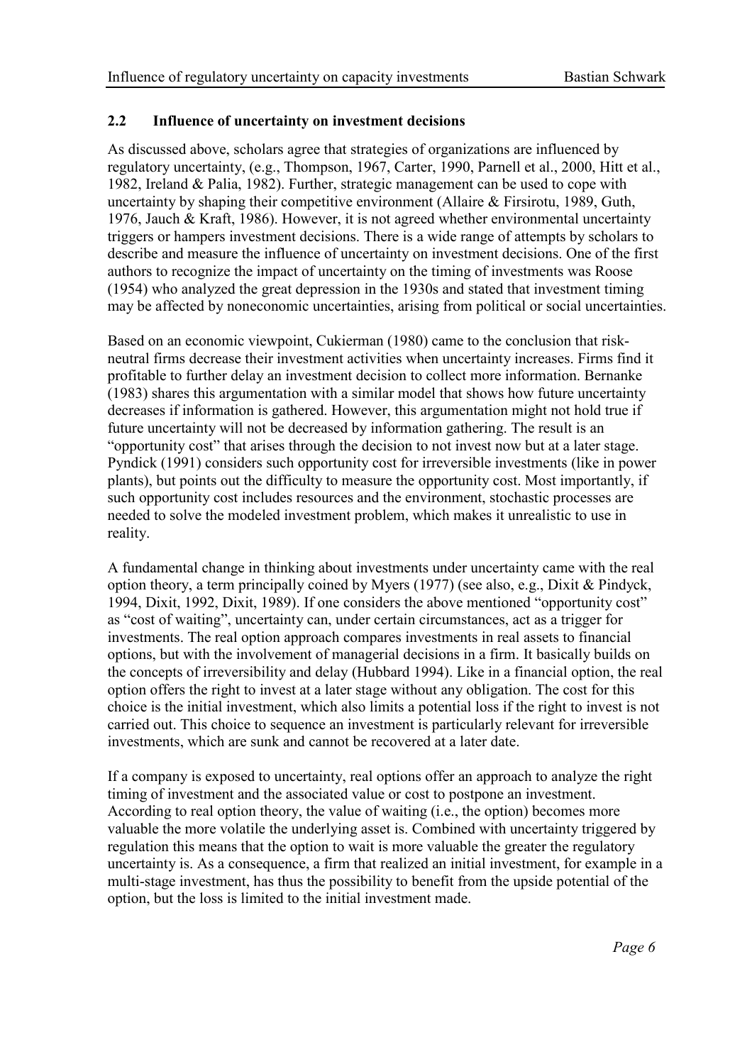### 2.2 Influence of uncertainty on investment decisions

As discussed above, scholars agree that strategies of organizations are influenced by regulatory uncertainty, (e.g., Thompson, 1967, Carter, 1990, Parnell et al., 2000, Hitt et al., 1982, Ireland & Palia, 1982). Further, strategic management can be used to cope with uncertainty by shaping their competitive environment (Allaire & Firsirotu, 1989, Guth, 1976, Jauch & Kraft, 1986). However, it is not agreed whether environmental uncertainty triggers or hampers investment decisions. There is a wide range of attempts by scholars to describe and measure the influence of uncertainty on investment decisions. One of the first authors to recognize the impact of uncertainty on the timing of investments was Roose (1954) who analyzed the great depression in the 1930s and stated that investment timing may be affected by noneconomic uncertainties, arising from political or social uncertainties.

Based on an economic viewpoint, Cukierman (1980) came to the conclusion that risk-neutral firms decrease their investment activities when uncertainty increases. Firms find it profitable to further delay an investment decision to collect more information. Bernanke (1983) shares this argumentation with a similar model that shows how future uncertainty decreases if information is gathered. However, this argumentation might not hold true if future uncertainty will not be decreased by information gathering. The result is an "opportunity cost" that arises through the decision to not invest now but at a later stage. Pyndick (1991) considers such opportunity cost for irreversible investments (like in power plants), but points out the difficulty to measure the opportunity cost. Most importantly, if such opportunity cost includes resources and the environment, stochastic processes are needed to solve the modeled investment problem, which makes it unrealistic to use in reality.

A fundamental change in thinking about investments under uncertainty came with the real option theory, a term principally coined by Myers (1977) (see also, e.g., Dixit & Pindyck, 1994, Dixit, 1992, Dixit, 1989). If one considers the above mentioned "opportunity cost" as "cost of waiting", uncertainty can, under certain circumstances, act as a trigger for investments. The real option approach compares investments in real assets to financial options, but with the involvement of managerial decisions in a firm. It basically builds on the concepts of irreversibility and delay (Hubbard 1994). Like in a financial option, the real option offers the right to invest at a later stage without any obligation. The cost for this choice is the initial investment, which also limits a potential loss if the right to invest is not carried out. This choice to sequence an investment is particularly relevant for irreversible investments, which are sunk and cannot be recovered at a later date.

If a company is exposed to uncertainty, real options offer an approach to analyze the right timing of investment and the associated value or cost to postpone an investment. According to real option theory, the value of waiting (i.e., the option) becomes more valuable the more volatile the underlying asset is. Combined with uncertainty triggered by regulation this means that the option to wait is more valuable the greater the regulatory uncertainty is. As a consequence, a firm that realized an initial investment, for example in a multi-stage investment, has thus the possibility to benefit from the upside potential of the option, but the loss is limited to the initial investment made.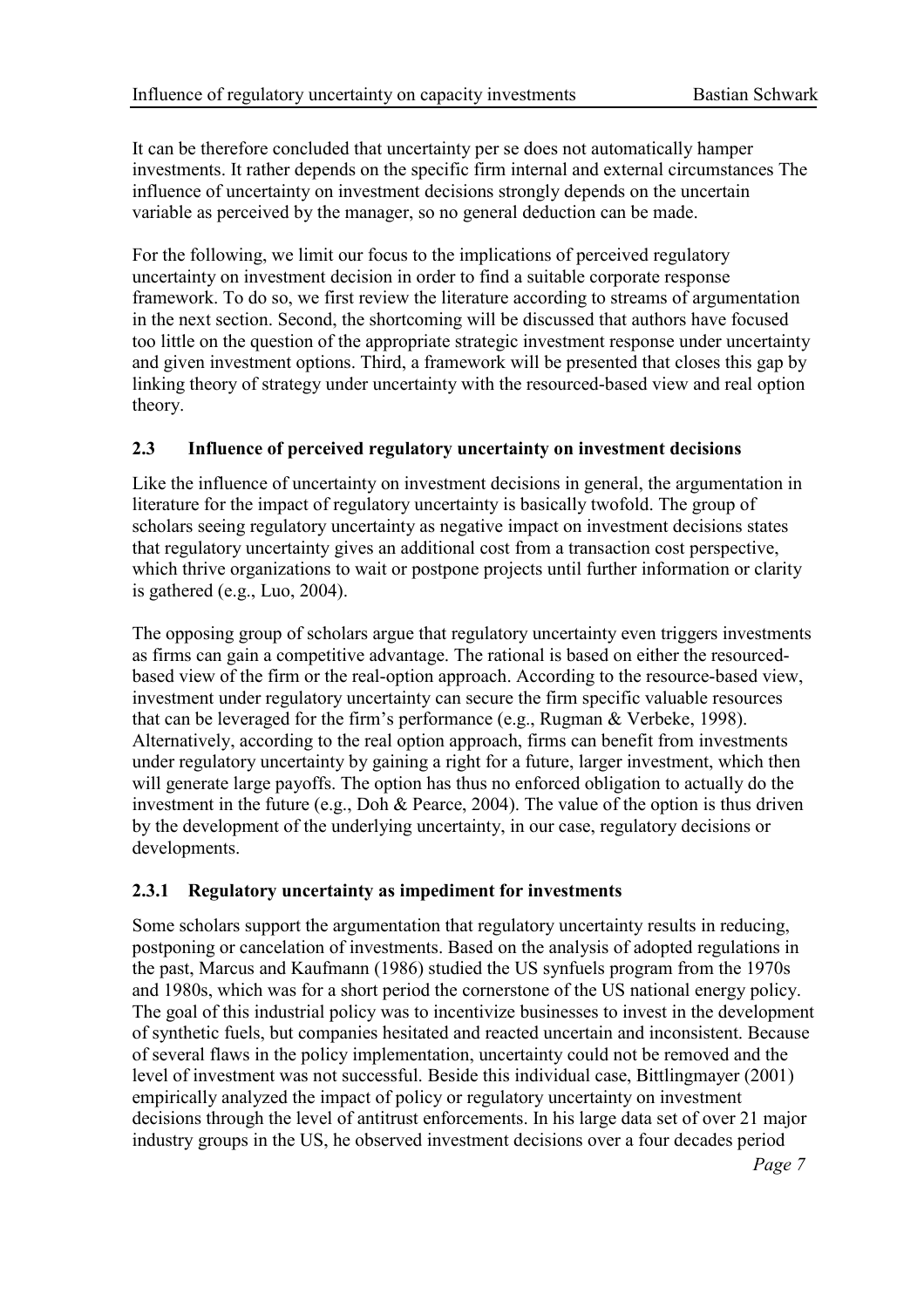It can be therefore concluded that uncertainty per se does not automatically hamper investments. It rather depends on the specific firm internal and external circumstances The influence of uncertainty on investment decisions strongly depends on the uncertain variable as perceived by the manager, so no general deduction can be made.

For the following, we limit our focus to the implications of perceived regulatory uncertainty on investment decision in order to find a suitable corporate response framework. To do so, we first review the literature according to streams of argumentation in the next section. Second, the shortcoming will be discussed that authors have focused too little on the question of the appropriate strategic investment response under uncertainty and given investment options. Third, a framework will be presented that closes this gap by linking theory of strategy under uncertainty with the resourced-based view and real option theory.

### 2.3 Influence of perceived regulatory uncertainty on investment decisions

Like the influence of uncertainty on investment decisions in general, the argumentation in literature for the impact of regulatory uncertainty is basically twofold. The group of scholars seeing regulatory uncertainty as negative impact on investment decisions states that regulatory uncertainty gives an additional cost from a transaction cost perspective, which thrive organizations to wait or postpone projects until further information or clarity is gathered (e.g., Luo, 2004).

The opposing group of scholars argue that regulatory uncertainty even triggers investments as firms can gain a competitive advantage. The rational is based on either the resourced-based view of the firm or the real-option approach. According to the resource-based view, investment under regulatory uncertainty can secure the firm specific valuable resources that can be leveraged for the firm's performance (e.g., Rugman & Verbeke, 1998). Alternatively, according to the real option approach, firms can benefit from investments under regulatory uncertainty by gaining a right for a future, larger investment, which then will generate large payoffs. The option has thus no enforced obligation to actually do the investment in the future (e.g., Doh & Pearce, 2004). The value of the option is thus driven by the development of the underlying uncertainty, in our case, regulatory decisions or developments.

#### 2.3.1 Regulatory uncertainty as impediment for investments

Some scholars support the argumentation that regulatory uncertainty results in reducing, postponing or cancelation of investments. Based on the analysis of adopted regulations in the past, Marcus and Kaufmann (1986) studied the US synfuels program from the 1970s and 1980s, which was for a short period the cornerstone of the US national energy policy. The goal of this industrial policy was to incentivize businesses to invest in the development of synthetic fuels, but companies hesitated and reacted uncertain and inconsistent. Because of several flaws in the policy implementation, uncertainty could not be removed and the level of investment was not successful. Beside this individual case, Bittlingmayer (2001) empirically analyzed the impact of policy or regulatory uncertainty on investment decisions through the level of antitrust enforcements. In his large data set of over 21 major industry groups in the US, he observed investment decisions over a four decades period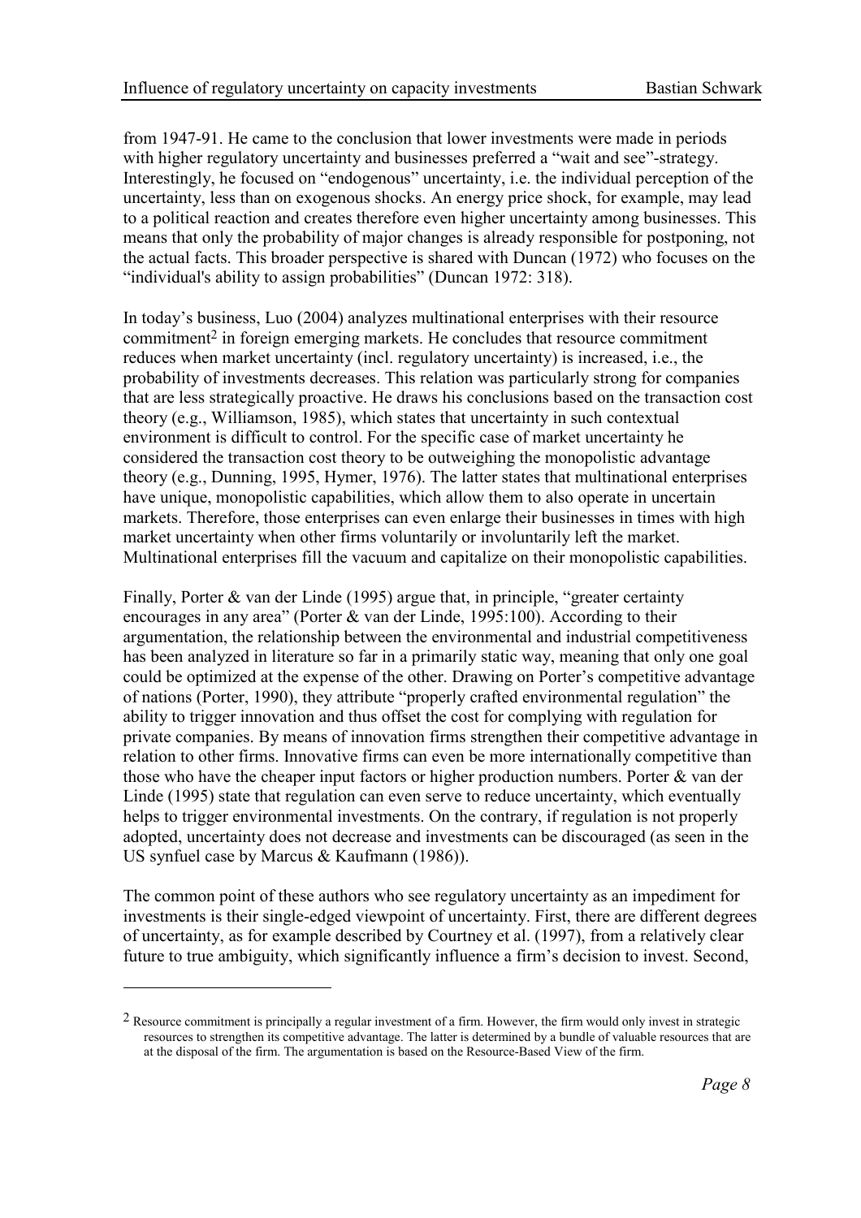from 1947-91. He came to the conclusion that lower investments were made in periods with higher regulatory uncertainty and businesses preferred a "wait and see"-strategy. Interestingly, he focused on "endogenous" uncertainty, i.e. the individual perception of the uncertainty, less than on exogenous shocks. An energy price shock, for example, may lead to a political reaction and creates therefore even higher uncertainty among businesses. This means that only the probability of major changes is already responsible for postponing, not the actual facts. This broader perspective is shared with Duncan (1972) who focuses on the "individual's ability to assign probabilities" (Duncan 1972: 318).

In today's business, Luo (2004) analyzes multinational enterprises with their resource commitment[2] in foreign emerging markets. He concludes that resource commitment reduces when market uncertainty (incl. regulatory uncertainty) is increased, i.e., the probability of investments decreases. This relation was particularly strong for companies that are less strategically proactive. He draws his conclusions based on the transaction cost theory (e.g., Williamson, 1985), which states that uncertainty in such contextual environment is difficult to control. For the specific case of market uncertainty he considered the transaction cost theory to be outweighing the monopolistic advantage theory (e.g., Dunning, 1995, Hymer, 1976). The latter states that multinational enterprises have unique, monopolistic capabilities, which allow them to also operate in uncertain markets. Therefore, those enterprises can even enlarge their businesses in times with high market uncertainty when other firms voluntarily or involuntarily left the market. Multinational enterprises fill the vacuum and capitalize on their monopolistic capabilities.

Finally, Porter & van der Linde (1995) argue that, in principle, "greater certainty encourages in any area" (Porter & van der Linde, 1995:100). According to their argumentation, the relationship between the environmental and industrial competitiveness has been analyzed in literature so far in a primarily static way, meaning that only one goal could be optimized at the expense of the other. Drawing on Porter's competitive advantage of nations (Porter, 1990), they attribute "properly crafted environmental regulation" the ability to trigger innovation and thus offset the cost for complying with regulation for private companies. By means of innovation firms strengthen their competitive advantage in relation to other firms. Innovative firms can even be more internationally competitive than those who have the cheaper input factors or higher production numbers. Porter & van der Linde (1995) state that regulation can even serve to reduce uncertainty, which eventually helps to trigger environmental investments. On the contrary, if regulation is not properly adopted, uncertainty does not decrease and investments can be discouraged (as seen in the US synfuel case by Marcus & Kaufmann (1986)).

The common point of these authors who see regulatory uncertainty as an impediment for investments is their single-edged viewpoint of uncertainty. First, there are different degrees of uncertainty, as for example described by Courtney et al. (1997), from a relatively clear future to true ambiguity, which significantly influence a firm's decision to invest. Second,

---

[2] Resource commitment is principally a regular investment of a firm. However, the firm would only invest in strategic resources to strengthen its competitive advantage. The latter is determined by a bundle of valuable resources that are at the disposal of the firm. The argumentation is based on the Resource-Based View of the firm.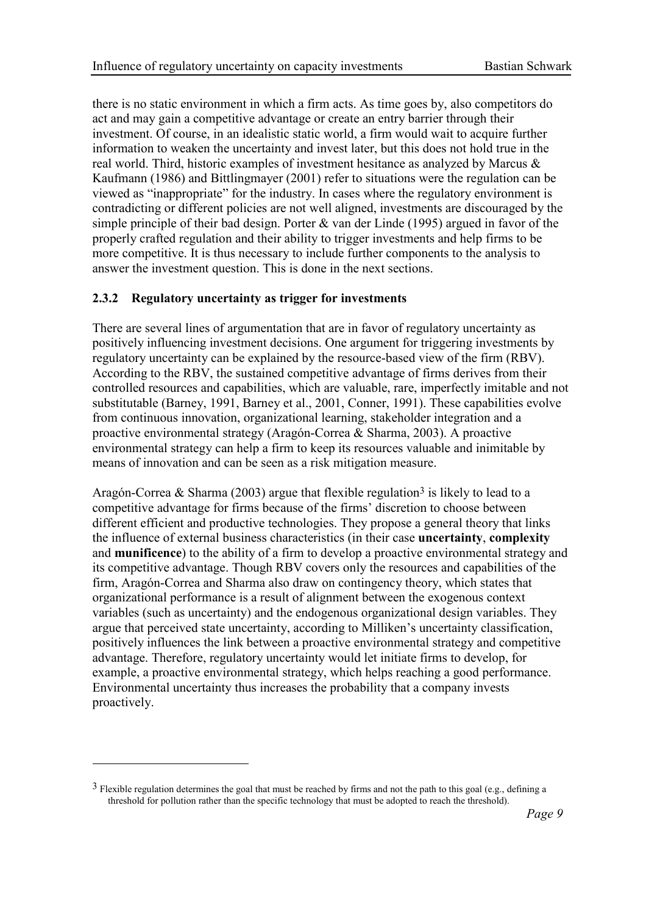there is no static environment in which a firm acts. As time goes by, also competitors do act and may gain a competitive advantage or create an entry barrier through their investment. Of course, in an idealistic static world, a firm would wait to acquire further information to weaken the uncertainty and invest later, but this does not hold true in the real world. Third, historic examples of investment hesitance as analyzed by Marcus & Kaufmann (1986) and Bittlingmayer (2001) refer to situations were the regulation can be viewed as "inappropriate" for the industry. In cases where the regulatory environment is contradicting or different policies are not well aligned, investments are discouraged by the simple principle of their bad design. Porter & van der Linde (1995) argued in favor of the properly crafted regulation and their ability to trigger investments and help firms to be more competitive. It is thus necessary to include further components to the analysis to answer the investment question. This is done in the next sections.

### 2.3.2 Regulatory uncertainty as trigger for investments

There are several lines of argumentation that are in favor of regulatory uncertainty as positively influencing investment decisions. One argument for triggering investments by regulatory uncertainty can be explained by the resource-based view of the firm (RBV). According to the RBV, the sustained competitive advantage of firms derives from their controlled resources and capabilities, which are valuable, rare, imperfectly imitable and not substitutable (Barney, 1991, Barney et al., 2001, Conner, 1991). These capabilities evolve from continuous innovation, organizational learning, stakeholder integration and a proactive environmental strategy (Aragón-Correa & Sharma, 2003). A proactive environmental strategy can help a firm to keep its resources valuable and inimitable by means of innovation and can be seen as a risk mitigation measure.

Aragón-Correa & Sharma (2003) argue that flexible regulation[3] is likely to lead to a competitive advantage for firms because of the firms' discretion to choose between different efficient and productive technologies. They propose a general theory that links the influence of external business characteristics (in their case **uncertainty**, **complexity** and **munificence**) to the ability of a firm to develop a proactive environmental strategy and its competitive advantage. Though RBV covers only the resources and capabilities of the firm, Aragón-Correa and Sharma also draw on contingency theory, which states that organizational performance is a result of alignment between the exogenous context variables (such as uncertainty) and the endogenous organizational design variables. They argue that perceived state uncertainty, according to Milliken's uncertainty classification, positively influences the link between a proactive environmental strategy and competitive advantage. Therefore, regulatory uncertainty would let initiate firms to develop, for example, a proactive environmental strategy, which helps reaching a good performance. Environmental uncertainty thus increases the probability that a company invests proactively.

[3] Flexible regulation determines the goal that must be reached by firms and not the path to this goal (e.g., defining a threshold for pollution rather than the specific technology that must be adopted to reach the threshold).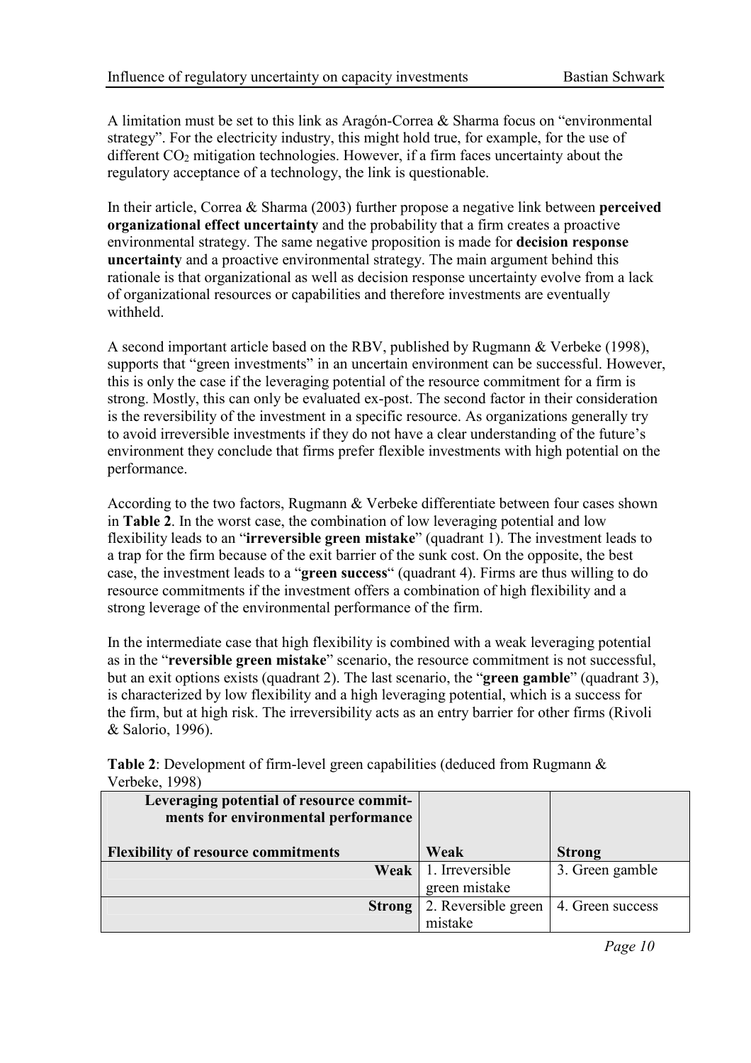A limitation must be set to this link as Aragón-Correa & Sharma focus on "environmental strategy". For the electricity industry, this might hold true, for example, for the use of different $CO_2$ mitigation technologies. However, if a firm faces uncertainty about the regulatory acceptance of a technology, the link is questionable.

In their article, Correa & Sharma (2003) further propose a negative link between **perceived organizational effect uncertainty** and the probability that a firm creates a proactive environmental strategy. The same negative proposition is made for **decision response uncertainty** and a proactive environmental strategy. The main argument behind this rationale is that organizational as well as decision response uncertainty evolve from a lack of organizational resources or capabilities and therefore investments are eventually withheld.

A second important article based on the RBV, published by Rugmann & Verbeke (1998), supports that "green investments" in an uncertain environment can be successful. However, this is only the case if the leveraging potential of the resource commitment for a firm is strong. Mostly, this can only be evaluated ex-post. The second factor in their consideration is the reversibility of the investment in a specific resource. As organizations generally try to avoid irreversible investments if they do not have a clear understanding of the future's environment they conclude that firms prefer flexible investments with high potential on the performance.

According to the two factors, Rugmann & Verbeke differentiate between four cases shown in **Table 2**. In the worst case, the combination of low leveraging potential and low flexibility leads to an "**irreversible green mistake**" (quadrant 1). The investment leads to a trap for the firm because of the exit barrier of the sunk cost. On the opposite, the best case, the investment leads to a "**green success**" (quadrant 4). Firms are thus willing to do resource commitments if the investment offers a combination of high flexibility and a strong leverage of the environmental performance of the firm.

In the intermediate case that high flexibility is combined with a weak leveraging potential as in the "**reversible green mistake**" scenario, the resource commitment is not successful, but an exit options exists (quadrant 2). The last scenario, the "**green gamble**" (quadrant 3), is characterized by low flexibility and a high leveraging potential, which is a success for the firm, but at high risk. The irreversibility acts as an entry barrier for other firms (Rivoli & Salorio, 1996).

**Table 2**: Development of firm-level green capabilities (deduced from Rugmann & Verbeke, 1998)

| **Leveraging potential of resource commitments for environmental performance** / **Flexibility of resource commitments** | **Weak** | **Strong** |
|---|---|---|
| **Weak** | 1. Irreversible green mistake | 3. Green gamble |
| **Strong** | 2. Reversible green mistake | 4. Green success |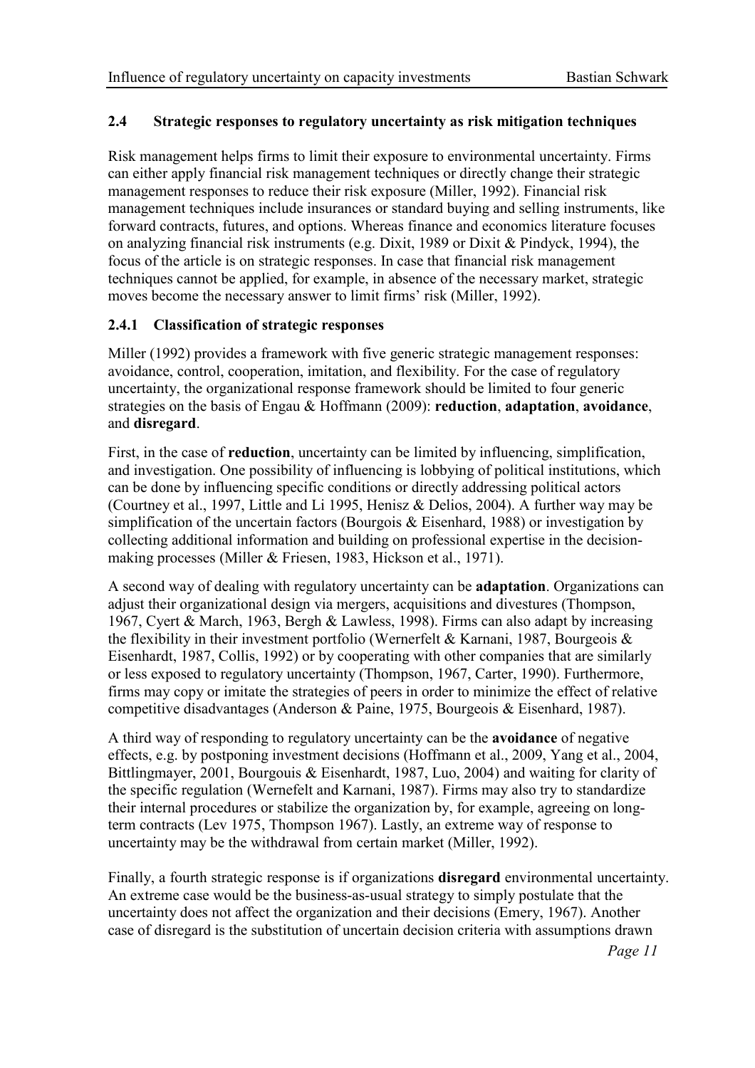## 2.4 Strategic responses to regulatory uncertainty as risk mitigation techniques

Risk management helps firms to limit their exposure to environmental uncertainty. Firms can either apply financial risk management techniques or directly change their strategic management responses to reduce their risk exposure (Miller, 1992). Financial risk management techniques include insurances or standard buying and selling instruments, like forward contracts, futures, and options. Whereas finance and economics literature focuses on analyzing financial risk instruments (e.g. Dixit, 1989 or Dixit & Pindyck, 1994), the focus of the article is on strategic responses. In case that financial risk management techniques cannot be applied, for example, in absence of the necessary market, strategic moves become the necessary answer to limit firms' risk (Miller, 1992).

### 2.4.1 Classification of strategic responses

Miller (1992) provides a framework with five generic strategic management responses: avoidance, control, cooperation, imitation, and flexibility. For the case of regulatory uncertainty, the organizational response framework should be limited to four generic strategies on the basis of Engau & Hoffmann (2009): **reduction**, **adaptation**, **avoidance**, and **disregard**.

First, in the case of **reduction**, uncertainty can be limited by influencing, simplification, and investigation. One possibility of influencing is lobbying of political institutions, which can be done by influencing specific conditions or directly addressing political actors (Courtney et al., 1997, Little and Li 1995, Henisz & Delios, 2004). A further way may be simplification of the uncertain factors (Bourgois & Eisenhard, 1988) or investigation by collecting additional information and building on professional expertise in the decision-making processes (Miller & Friesen, 1983, Hickson et al., 1971).

A second way of dealing with regulatory uncertainty can be **adaptation**. Organizations can adjust their organizational design via mergers, acquisitions and divestures (Thompson, 1967, Cyert & March, 1963, Bergh & Lawless, 1998). Firms can also adapt by increasing the flexibility in their investment portfolio (Wernerfelt & Karnani, 1987, Bourgeois & Eisenhardt, 1987, Collis, 1992) or by cooperating with other companies that are similarly or less exposed to regulatory uncertainty (Thompson, 1967, Carter, 1990). Furthermore, firms may copy or imitate the strategies of peers in order to minimize the effect of relative competitive disadvantages (Anderson & Paine, 1975, Bourgeois & Eisenhard, 1987).

A third way of responding to regulatory uncertainty can be the **avoidance** of negative effects, e.g. by postponing investment decisions (Hoffmann et al., 2009, Yang et al., 2004, Bittlingmayer, 2001, Bourgouis & Eisenhardt, 1987, Luo, 2004) and waiting for clarity of the specific regulation (Wernefelt and Karnani, 1987). Firms may also try to standardize their internal procedures or stabilize the organization by, for example, agreeing on long-term contracts (Lev 1975, Thompson 1967). Lastly, an extreme way of response to uncertainty may be the withdrawal from certain market (Miller, 1992).

Finally, a fourth strategic response is if organizations **disregard** environmental uncertainty. An extreme case would be the business-as-usual strategy to simply postulate that the uncertainty does not affect the organization and their decisions (Emery, 1967). Another case of disregard is the substitution of uncertain decision criteria with assumptions drawn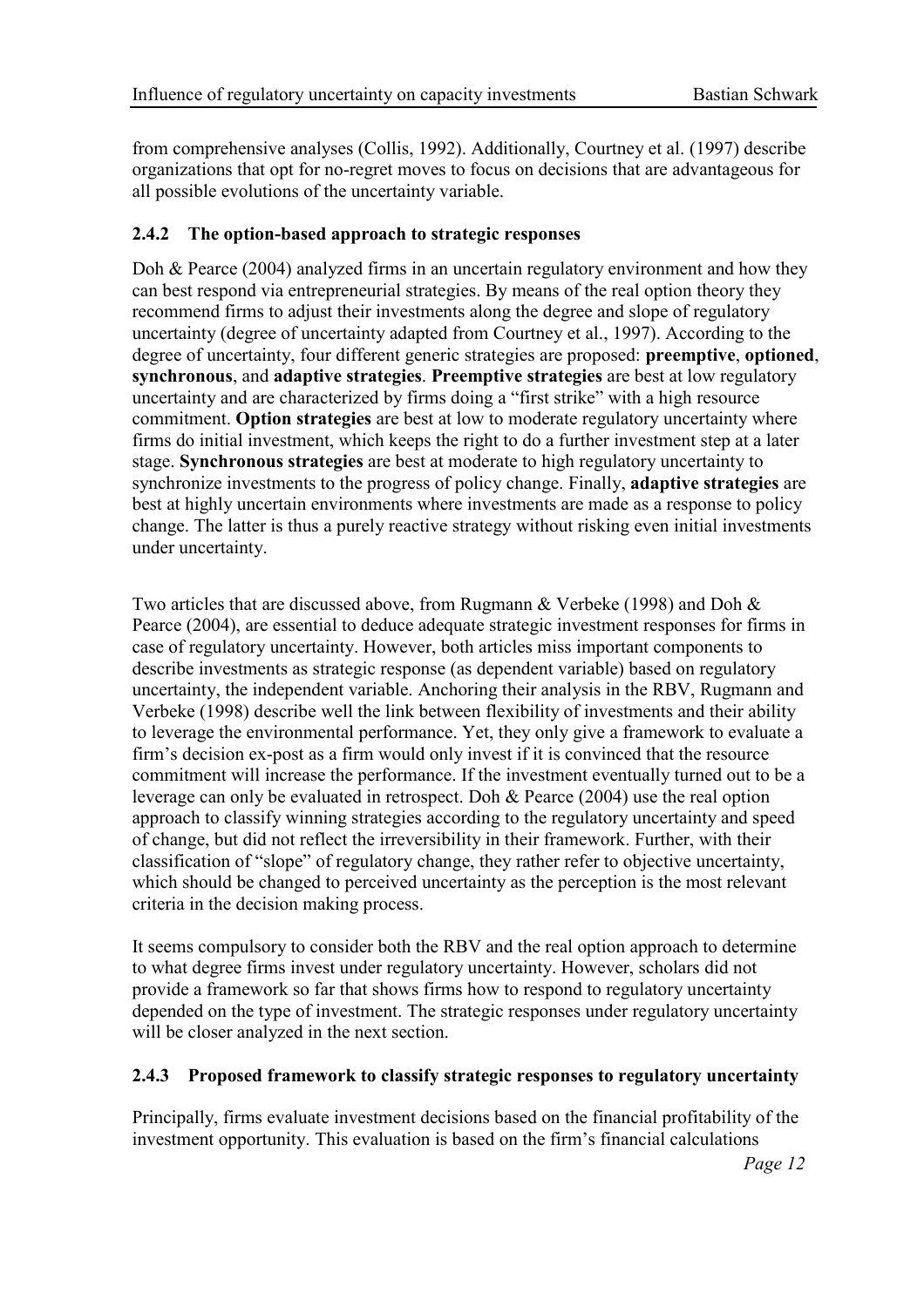from comprehensive analyses (Collis, 1992). Additionally, Courtney et al. (1997) describe organizations that opt for no-regret moves to focus on decisions that are advantageous for all possible evolutions of the uncertainty variable.

### 2.4.2 The option-based approach to strategic responses

Doh & Pearce (2004) analyzed firms in an uncertain regulatory environment and how they can best respond via entrepreneurial strategies. By means of the real option theory they recommend firms to adjust their investments along the degree and slope of regulatory uncertainty (degree of uncertainty adapted from Courtney et al., 1997). According to the degree of uncertainty, four different generic strategies are proposed: **preemptive**, **optioned**, **synchronous**, and **adaptive strategies**. **Preemptive strategies** are best at low regulatory uncertainty and are characterized by firms doing a "first strike" with a high resource commitment. **Option strategies** are best at low to moderate regulatory uncertainty where firms do initial investment, which keeps the right to do a further investment step at a later stage. **Synchronous strategies** are best at moderate to high regulatory uncertainty to synchronize investments to the progress of policy change. Finally, **adaptive strategies** are best at highly uncertain environments where investments are made as a response to policy change. The latter is thus a purely reactive strategy without risking even initial investments under uncertainty.

Two articles that are discussed above, from Rugmann & Verbeke (1998) and Doh & Pearce (2004), are essential to deduce adequate strategic investment responses for firms in case of regulatory uncertainty. However, both articles miss important components to describe investments as strategic response (as dependent variable) based on regulatory uncertainty, the independent variable. Anchoring their analysis in the RBV, Rugmann and Verbeke (1998) describe well the link between flexibility of investments and their ability to leverage the environmental performance. Yet, they only give a framework to evaluate a firm's decision ex-post as a firm would only invest if it is convinced that the resource commitment will increase the performance. If the investment eventually turned out to be a leverage can only be evaluated in retrospect. Doh & Pearce (2004) use the real option approach to classify winning strategies according to the regulatory uncertainty and speed of change, but did not reflect the irreversibility in their framework. Further, with their classification of "slope" of regulatory change, they rather refer to objective uncertainty, which should be changed to perceived uncertainty as the perception is the most relevant criteria in the decision making process.

It seems compulsory to consider both the RBV and the real option approach to determine to what degree firms invest under regulatory uncertainty. However, scholars did not provide a framework so far that shows firms how to respond to regulatory uncertainty depended on the type of investment. The strategic responses under regulatory uncertainty will be closer analyzed in the next section.

### 2.4.3 Proposed framework to classify strategic responses to regulatory uncertainty

Principally, firms evaluate investment decisions based on the financial profitability of the investment opportunity. This evaluation is based on the firm's financial calculations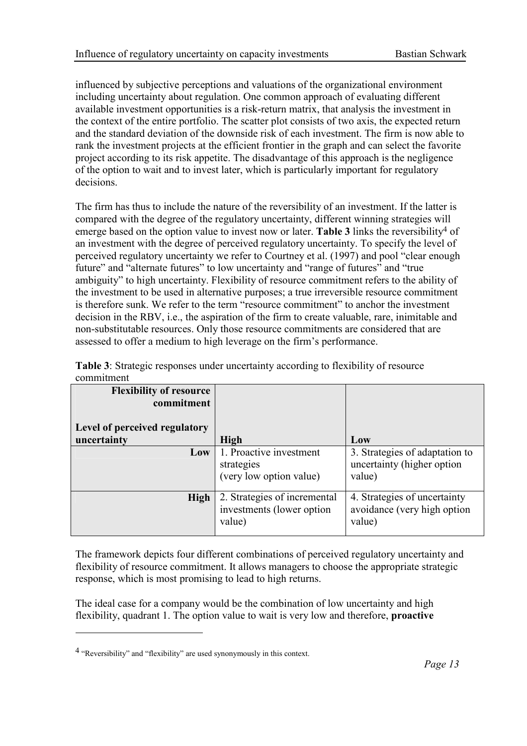influenced by subjective perceptions and valuations of the organizational environment including uncertainty about regulation. One common approach of evaluating different available investment opportunities is a risk-return matrix, that analysis the investment in the context of the entire portfolio. The scatter plot consists of two axis, the expected return and the standard deviation of the downside risk of each investment. The firm is now able to rank the investment projects at the efficient frontier in the graph and can select the favorite project according to its risk appetite. The disadvantage of this approach is the negligence of the option to wait and to invest later, which is particularly important for regulatory decisions.

The firm has thus to include the nature of the reversibility of an investment. If the latter is compared with the degree of the regulatory uncertainty, different winning strategies will emerge based on the option value to invest now or later. **Table 3** links the reversibility[4] of an investment with the degree of perceived regulatory uncertainty. To specify the level of perceived regulatory uncertainty we refer to Courtney et al. (1997) and pool "clear enough future" and "alternate futures" to low uncertainty and "range of futures" and "true ambiguity" to high uncertainty. Flexibility of resource commitment refers to the ability of the investment to be used in alternative purposes; a true irreversible resource commitment is therefore sunk. We refer to the term "resource commitment" to anchor the investment decision in the RBV, i.e., the aspiration of the firm to create valuable, rare, inimitable and non-substitutable resources. Only those resource commitments are considered that are assessed to offer a medium to high leverage on the firm's performance.

**Table 3**: Strategic responses under uncertainty according to flexibility of resource commitment

| **Flexibility of resource commitment** / **Level of perceived regulatory uncertainty** | **High** | **Low** |
|---|---|---|
| **Low** | 1. Proactive investment strategies (very low option value) | 3. Strategies of adaptation to uncertainty (higher option value) |
| **High** | 2. Strategies of incremental investments (lower option value) | 4. Strategies of uncertainty avoidance (very high option value) |

The framework depicts four different combinations of perceived regulatory uncertainty and flexibility of resource commitment. It allows managers to choose the appropriate strategic response, which is most promising to lead to high returns.

The ideal case for a company would be the combination of low uncertainty and high flexibility, quadrant 1. The option value to wait is very low and therefore, **proactive**

[4] "Reversibility" and "flexibility" are used synonymously in this context.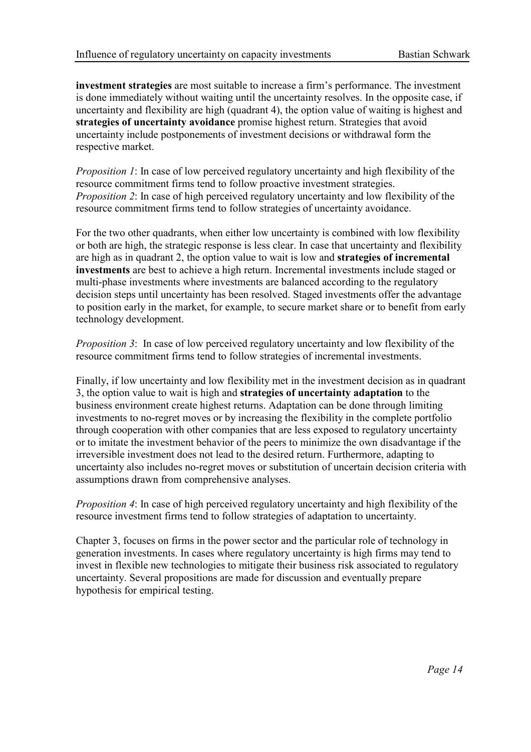**investment strategies** are most suitable to increase a firm's performance. The investment is done immediately without waiting until the uncertainty resolves. In the opposite case, if uncertainty and flexibility are high (quadrant 4), the option value of waiting is highest and **strategies of uncertainty avoidance** promise highest return. Strategies that avoid uncertainty include postponements of investment decisions or withdrawal form the respective market.

*Proposition 1*: In case of low perceived regulatory uncertainty and high flexibility of the resource commitment firms tend to follow proactive investment strategies.
*Proposition 2*: In case of high perceived regulatory uncertainty and low flexibility of the resource commitment firms tend to follow strategies of uncertainty avoidance.

For the two other quadrants, when either low uncertainty is combined with low flexibility or both are high, the strategic response is less clear. In case that uncertainty and flexibility are high as in quadrant 2, the option value to wait is low and **strategies of incremental investments** are best to achieve a high return. Incremental investments include staged or multi-phase investments where investments are balanced according to the regulatory decision steps until uncertainty has been resolved. Staged investments offer the advantage to position early in the market, for example, to secure market share or to benefit from early technology development.

*Proposition 3*: In case of low perceived regulatory uncertainty and low flexibility of the resource commitment firms tend to follow strategies of incremental investments.

Finally, if low uncertainty and low flexibility met in the investment decision as in quadrant 3, the option value to wait is high and **strategies of uncertainty adaptation** to the business environment create highest returns. Adaptation can be done through limiting investments to no-regret moves or by increasing the flexibility in the complete portfolio through cooperation with other companies that are less exposed to regulatory uncertainty or to imitate the investment behavior of the peers to minimize the own disadvantage if the irreversible investment does not lead to the desired return. Furthermore, adapting to uncertainty also includes no-regret moves or substitution of uncertain decision criteria with assumptions drawn from comprehensive analyses.

*Proposition 4*: In case of high perceived regulatory uncertainty and high flexibility of the resource investment firms tend to follow strategies of adaptation to uncertainty.

Chapter 3, focuses on firms in the power sector and the particular role of technology in generation investments. In cases where regulatory uncertainty is high firms may tend to invest in flexible new technologies to mitigate their business risk associated to regulatory uncertainty. Several propositions are made for discussion and eventually prepare hypothesis for empirical testing.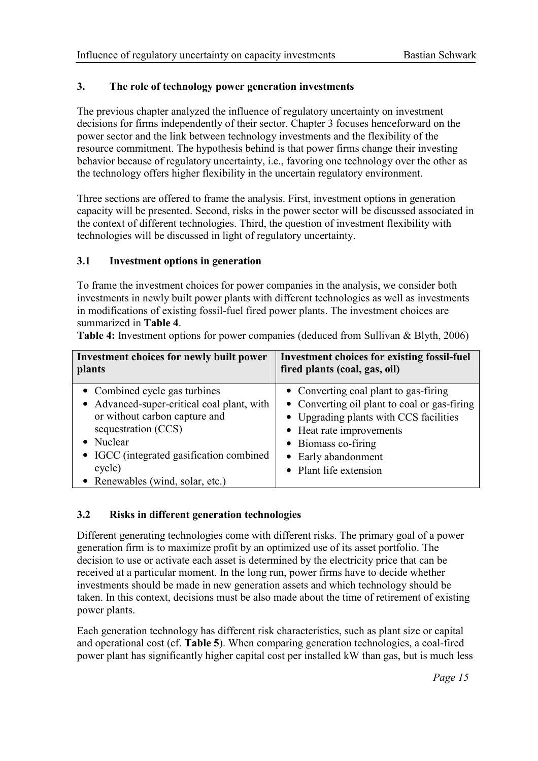## 3. The role of technology power generation investments

The previous chapter analyzed the influence of regulatory uncertainty on investment decisions for firms independently of their sector. Chapter 3 focuses henceforward on the power sector and the link between technology investments and the flexibility of the resource commitment. The hypothesis behind is that power firms change their investing behavior because of regulatory uncertainty, i.e., favoring one technology over the other as the technology offers higher flexibility in the uncertain regulatory environment.

Three sections are offered to frame the analysis. First, investment options in generation capacity will be presented. Second, risks in the power sector will be discussed associated in the context of different technologies. Third, the question of investment flexibility with technologies will be discussed in light of regulatory uncertainty.

### 3.1 Investment options in generation

To frame the investment choices for power companies in the analysis, we consider both investments in newly built power plants with different technologies as well as investments in modifications of existing fossil-fuel fired power plants. The investment choices are summarized in **Table 4**.

**Table 4:** Investment options for power companies (deduced from Sullivan & Blyth, 2006)

| Investment choices for newly built power plants | Investment choices for existing fossil-fuel fired plants (coal, gas, oil) |
|---|---|
| • Combined cycle gas turbines<br>• Advanced-super-critical coal plant, with or without carbon capture and sequestration (CCS)<br>• Nuclear<br>• IGCC (integrated gasification combined cycle)<br>• Renewables (wind, solar, etc.) | • Converting coal plant to gas-firing<br>• Converting oil plant to coal or gas-firing<br>• Upgrading plants with CCS facilities<br>• Heat rate improvements<br>• Biomass co-firing<br>• Early abandonment<br>• Plant life extension |

### 3.2 Risks in different generation technologies

Different generating technologies come with different risks. The primary goal of a power generation firm is to maximize profit by an optimized use of its asset portfolio. The decision to use or activate each asset is determined by the electricity price that can be received at a particular moment. In the long run, power firms have to decide whether investments should be made in new generation assets and which technology should be taken. In this context, decisions must be also made about the time of retirement of existing power plants.

Each generation technology has different risk characteristics, such as plant size or capital and operational cost (cf. **Table 5**). When comparing generation technologies, a coal-fired power plant has significantly higher capital cost per installed kW than gas, but is much less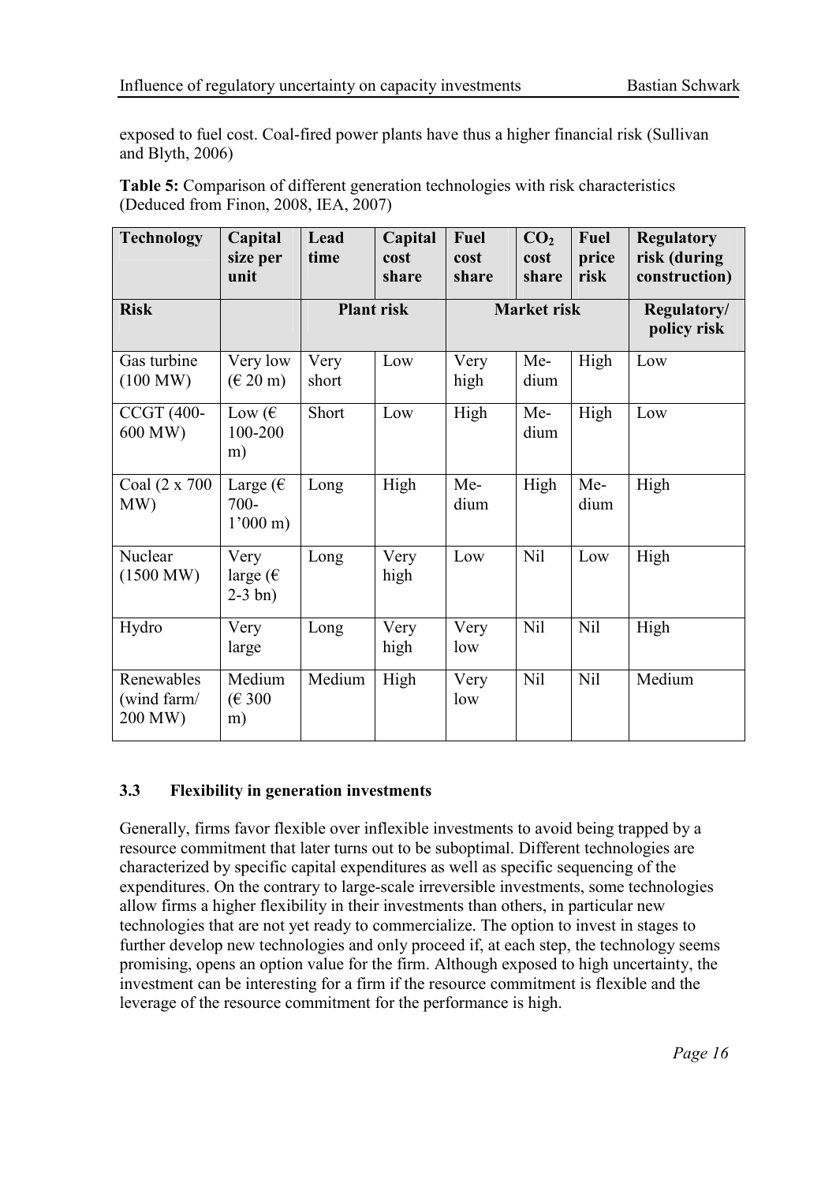exposed to fuel cost. Coal-fired power plants have thus a higher financial risk (Sullivan and Blyth, 2006)

**Table 5:** Comparison of different generation technologies with risk characteristics (Deduced from Finon, 2008, IEA, 2007)

| Technology | Capital size per unit | Lead time | Capital cost share | Fuel cost share | $CO_2$ cost share | Fuel price risk | Regulatory risk (during construction) |
|---|---|---|---|---|---|---|---|
| **Risk** | | **Plant risk** | | **Market risk** | | | **Regulatory/ policy risk** |
| Gas turbine (100 MW) | Very low (€ 20 m) | Very short | Low | Very high | Medium | High | Low |
| CCGT (400-600 MW) | Low (€ 100-200 m) | Short | Low | High | Medium | High | Low |
| Coal (2 x 700 MW) | Large (€ 700-1'000 m) | Long | High | Medium | High | Medium | High |
| Nuclear (1500 MW) | Very large (€ 2-3 bn) | Long | Very high | Low | Nil | Low | High |
| Hydro | Very large | Long | Very high | Very low | Nil | Nil | High |
| Renewables (wind farm/ 200 MW) | Medium (€ 300 m) | Medium | High | Very low | Nil | Nil | Medium |

### 3.3 Flexibility in generation investments

Generally, firms favor flexible over inflexible investments to avoid being trapped by a resource commitment that later turns out to be suboptimal. Different technologies are characterized by specific capital expenditures as well as specific sequencing of the expenditures. On the contrary to large-scale irreversible investments, some technologies allow firms a higher flexibility in their investments than others, in particular new technologies that are not yet ready to commercialize. The option to invest in stages to further develop new technologies and only proceed if, at each step, the technology seems promising, opens an option value for the firm. Although exposed to high uncertainty, the investment can be interesting for a firm if the resource commitment is flexible and the leverage of the resource commitment for the performance is high.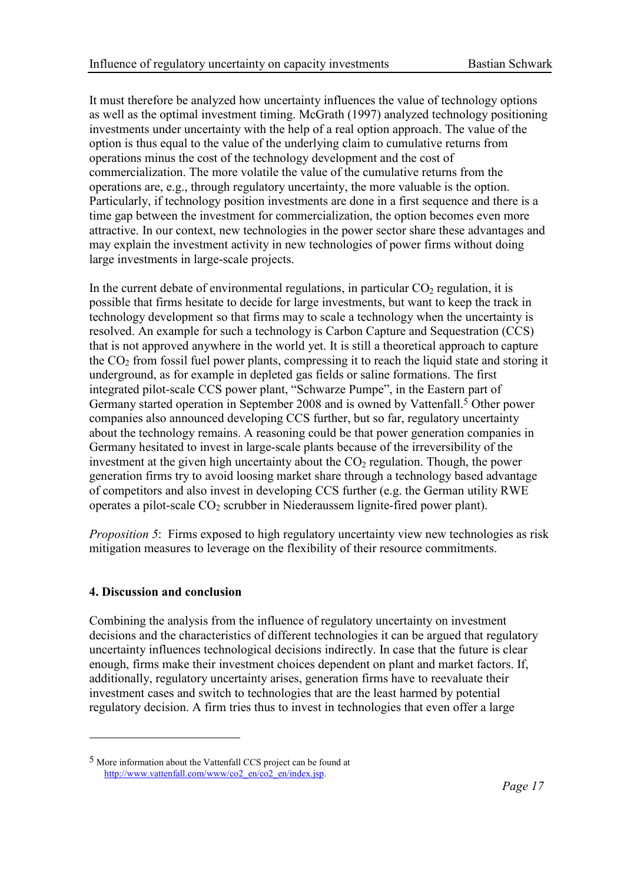It must therefore be analyzed how uncertainty influences the value of technology options as well as the optimal investment timing. McGrath (1997) analyzed technology positioning investments under uncertainty with the help of a real option approach. The value of the option is thus equal to the value of the underlying claim to cumulative returns from operations minus the cost of the technology development and the cost of commercialization. The more volatile the value of the cumulative returns from the operations are, e.g., through regulatory uncertainty, the more valuable is the option. Particularly, if technology position investments are done in a first sequence and there is a time gap between the investment for commercialization, the option becomes even more attractive. In our context, new technologies in the power sector share these advantages and may explain the investment activity in new technologies of power firms without doing large investments in large-scale projects.

In the current debate of environmental regulations, in particular $CO_2$ regulation, it is possible that firms hesitate to decide for large investments, but want to keep the track in technology development so that firms may to scale a technology when the uncertainty is resolved. An example for such a technology is Carbon Capture and Sequestration (CCS) that is not approved anywhere in the world yet. It is still a theoretical approach to capture the $CO_2$ from fossil fuel power plants, compressing it to reach the liquid state and storing it underground, as for example in depleted gas fields or saline formations. The first integrated pilot-scale CCS power plant, "Schwarze Pumpe", in the Eastern part of Germany started operation in September 2008 and is owned by Vattenfall.[5] Other power companies also announced developing CCS further, but so far, regulatory uncertainty about the technology remains. A reasoning could be that power generation companies in Germany hesitated to invest in large-scale plants because of the irreversibility of the investment at the given high uncertainty about the $CO_2$ regulation. Though, the power generation firms try to avoid loosing market share through a technology based advantage of competitors and also invest in developing CCS further (e.g. the German utility RWE operates a pilot-scale $CO_2$ scrubber in Niederaussem lignite-fired power plant).

*Proposition 5*: Firms exposed to high regulatory uncertainty view new technologies as risk mitigation measures to leverage on the flexibility of their resource commitments.

## 4. Discussion and conclusion

Combining the analysis from the influence of regulatory uncertainty on investment decisions and the characteristics of different technologies it can be argued that regulatory uncertainty influences technological decisions indirectly. In case that the future is clear enough, firms make their investment choices dependent on plant and market factors. If, additionally, regulatory uncertainty arises, generation firms have to reevaluate their investment cases and switch to technologies that are the least harmed by potential regulatory decision. A firm tries thus to invest in technologies that even offer a large

---

[5] More information about the Vattenfall CCS project can be found at http://www.vattenfall.com/www/co2_en/co2_en/index.jsp.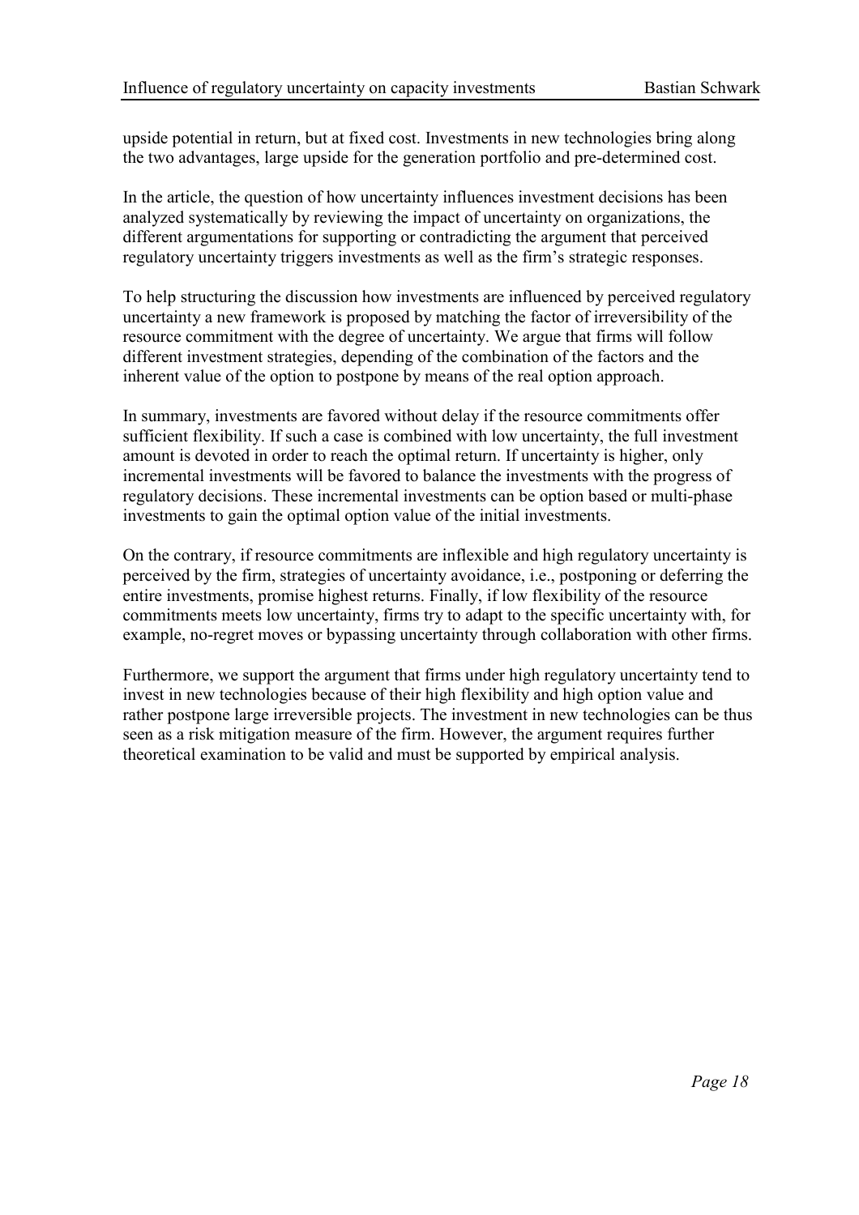upside potential in return, but at fixed cost. Investments in new technologies bring along the two advantages, large upside for the generation portfolio and pre-determined cost.

In the article, the question of how uncertainty influences investment decisions has been analyzed systematically by reviewing the impact of uncertainty on organizations, the different argumentations for supporting or contradicting the argument that perceived regulatory uncertainty triggers investments as well as the firm's strategic responses.

To help structuring the discussion how investments are influenced by perceived regulatory uncertainty a new framework is proposed by matching the factor of irreversibility of the resource commitment with the degree of uncertainty. We argue that firms will follow different investment strategies, depending of the combination of the factors and the inherent value of the option to postpone by means of the real option approach.

In summary, investments are favored without delay if the resource commitments offer sufficient flexibility. If such a case is combined with low uncertainty, the full investment amount is devoted in order to reach the optimal return. If uncertainty is higher, only incremental investments will be favored to balance the investments with the progress of regulatory decisions. These incremental investments can be option based or multi-phase investments to gain the optimal option value of the initial investments.

On the contrary, if resource commitments are inflexible and high regulatory uncertainty is perceived by the firm, strategies of uncertainty avoidance, i.e., postponing or deferring the entire investments, promise highest returns. Finally, if low flexibility of the resource commitments meets low uncertainty, firms try to adapt to the specific uncertainty with, for example, no-regret moves or bypassing uncertainty through collaboration with other firms.

Furthermore, we support the argument that firms under high regulatory uncertainty tend to invest in new technologies because of their high flexibility and high option value and rather postpone large irreversible projects. The investment in new technologies can be thus seen as a risk mitigation measure of the firm. However, the argument requires further theoretical examination to be valid and must be supported by empirical analysis.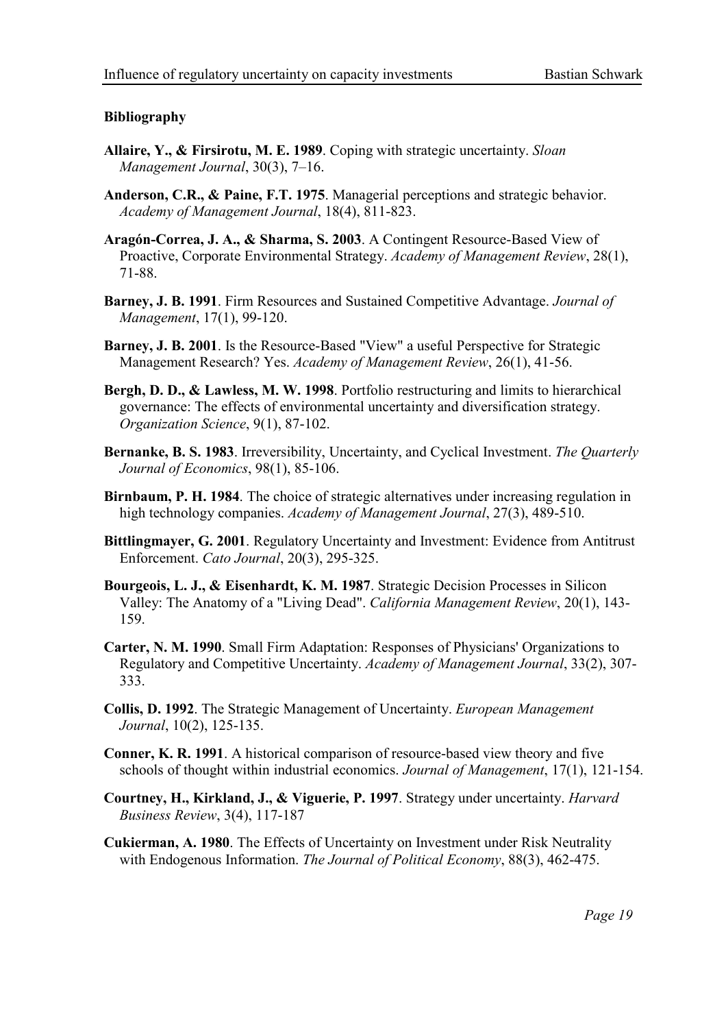### Bibliography

**Allaire, Y., & Firsirotu, M. E. 1989**. Coping with strategic uncertainty. *Sloan Management Journal*, 30(3), 7–16.

**Anderson, C.R., & Paine, F.T. 1975**. Managerial perceptions and strategic behavior. *Academy of Management Journal*, 18(4), 811-823.

**Aragón-Correa, J. A., & Sharma, S. 2003**. A Contingent Resource-Based View of Proactive, Corporate Environmental Strategy. *Academy of Management Review*, 28(1), 71-88.

**Barney, J. B. 1991**. Firm Resources and Sustained Competitive Advantage. *Journal of Management*, 17(1), 99-120.

**Barney, J. B. 2001**. Is the Resource-Based "View" a useful Perspective for Strategic Management Research? Yes. *Academy of Management Review*, 26(1), 41-56.

**Bergh, D. D., & Lawless, M. W. 1998**. Portfolio restructuring and limits to hierarchical governance: The effects of environmental uncertainty and diversification strategy. *Organization Science*, 9(1), 87-102.

**Bernanke, B. S. 1983**. Irreversibility, Uncertainty, and Cyclical Investment. *The Quarterly Journal of Economics*, 98(1), 85-106.

**Birnbaum, P. H. 1984**. The choice of strategic alternatives under increasing regulation in high technology companies. *Academy of Management Journal*, 27(3), 489-510.

**Bittlingmayer, G. 2001**. Regulatory Uncertainty and Investment: Evidence from Antitrust Enforcement. *Cato Journal*, 20(3), 295-325.

**Bourgeois, L. J., & Eisenhardt, K. M. 1987**. Strategic Decision Processes in Silicon Valley: The Anatomy of a "Living Dead". *California Management Review*, 20(1), 143-159.

**Carter, N. M. 1990**. Small Firm Adaptation: Responses of Physicians' Organizations to Regulatory and Competitive Uncertainty. *Academy of Management Journal*, 33(2), 307-333.

**Collis, D. 1992**. The Strategic Management of Uncertainty. *European Management Journal*, 10(2), 125-135.

**Conner, K. R. 1991**. A historical comparison of resource-based view theory and five schools of thought within industrial economics. *Journal of Management*, 17(1), 121-154.

**Courtney, H., Kirkland, J., & Viguerie, P. 1997**. Strategy under uncertainty. *Harvard Business Review*, 3(4), 117-187

**Cukierman, A. 1980**. The Effects of Uncertainty on Investment under Risk Neutrality with Endogenous Information. *The Journal of Political Economy*, 88(3), 462-475.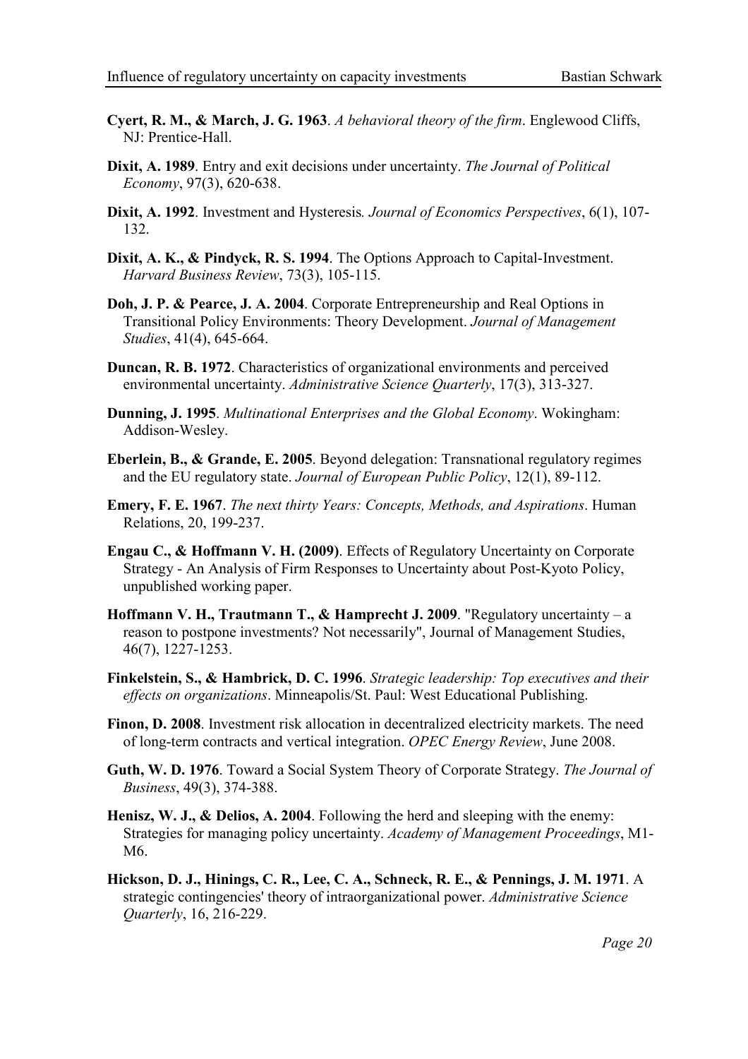**Cyert, R. M., & March, J. G. 1963**. *A behavioral theory of the firm*. Englewood Cliffs, NJ: Prentice-Hall.

**Dixit, A. 1989**. Entry and exit decisions under uncertainty. *The Journal of Political Economy*, 97(3), 620-638.

**Dixit, A. 1992**. Investment and Hysteresis*. Journal of Economics Perspectives*, 6(1), 107-132.

**Dixit, A. K., & Pindyck, R. S. 1994**. The Options Approach to Capital-Investment. *Harvard Business Review*, 73(3), 105-115.

**Doh, J. P. & Pearce, J. A. 2004**. Corporate Entrepreneurship and Real Options in Transitional Policy Environments: Theory Development. *Journal of Management Studies*, 41(4), 645-664.

**Duncan, R. B. 1972**. Characteristics of organizational environments and perceived environmental uncertainty. *Administrative Science Quarterly*, 17(3), 313-327.

**Dunning, J. 1995**. *Multinational Enterprises and the Global Economy*. Wokingham: Addison-Wesley.

**Eberlein, B., & Grande, E. 2005**. Beyond delegation: Transnational regulatory regimes and the EU regulatory state. *Journal of European Public Policy*, 12(1), 89-112.

**Emery, F. E. 1967**. *The next thirty Years: Concepts, Methods, and Aspirations*. Human Relations, 20, 199-237.

**Engau C., & Hoffmann V. H. (2009)**. Effects of Regulatory Uncertainty on Corporate Strategy - An Analysis of Firm Responses to Uncertainty about Post-Kyoto Policy, unpublished working paper.

**Hoffmann V. H., Trautmann T., & Hamprecht J. 2009**. "Regulatory uncertainty – a reason to postpone investments? Not necessarily", Journal of Management Studies, 46(7), 1227-1253.

**Finkelstein, S., & Hambrick, D. C. 1996**. *Strategic leadership: Top executives and their effects on organizations*. Minneapolis/St. Paul: West Educational Publishing.

**Finon, D. 2008**. Investment risk allocation in decentralized electricity markets. The need of long-term contracts and vertical integration. *OPEC Energy Review*, June 2008.

**Guth, W. D. 1976**. Toward a Social System Theory of Corporate Strategy. *The Journal of Business*, 49(3), 374-388.

**Henisz, W. J., & Delios, A. 2004**. Following the herd and sleeping with the enemy: Strategies for managing policy uncertainty. *Academy of Management Proceedings*, M1-M6.

**Hickson, D. J., Hinings, C. R., Lee, C. A., Schneck, R. E., & Pennings, J. M. 1971**. A strategic contingencies' theory of intraorganizational power. *Administrative Science Quarterly*, 16, 216-229.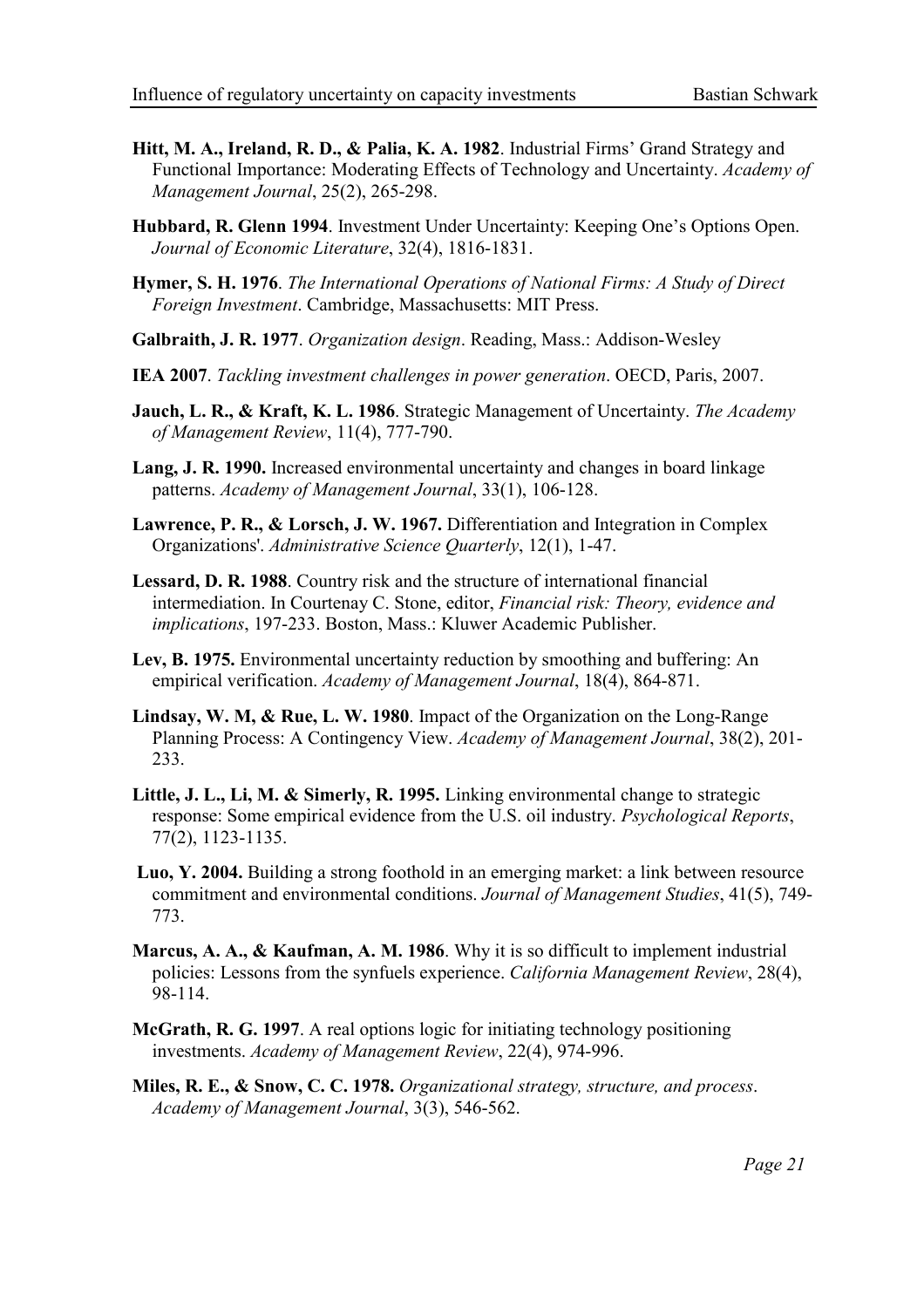**Hitt, M. A., Ireland, R. D., & Palia, K. A. 1982**. Industrial Firms' Grand Strategy and Functional Importance: Moderating Effects of Technology and Uncertainty. *Academy of Management Journal*, 25(2), 265-298.

**Hubbard, R. Glenn 1994**. Investment Under Uncertainty: Keeping One's Options Open. *Journal of Economic Literature*, 32(4), 1816-1831.

**Hymer, S. H. 1976**. *The International Operations of National Firms: A Study of Direct Foreign Investment*. Cambridge, Massachusetts: MIT Press.

**Galbraith, J. R. 1977**. *Organization design*. Reading, Mass.: Addison-Wesley

**IEA 2007**. *Tackling investment challenges in power generation*. OECD, Paris, 2007.

**Jauch, L. R., & Kraft, K. L. 1986**. Strategic Management of Uncertainty. *The Academy of Management Review*, 11(4), 777-790.

**Lang, J. R. 1990.** Increased environmental uncertainty and changes in board linkage patterns. *Academy of Management Journal*, 33(1), 106-128.

**Lawrence, P. R., & Lorsch, J. W. 1967.** Differentiation and Integration in Complex Organizations'. *Administrative Science Quarterly*, 12(1), 1-47.

**Lessard, D. R. 1988**. Country risk and the structure of international financial intermediation. In Courtenay C. Stone, editor, *Financial risk: Theory, evidence and implications*, 197-233. Boston, Mass.: Kluwer Academic Publisher.

**Lev, B. 1975.** Environmental uncertainty reduction by smoothing and buffering: An empirical verification. *Academy of Management Journal*, 18(4), 864-871.

**Lindsay, W. M, & Rue, L. W. 1980**. Impact of the Organization on the Long-Range Planning Process: A Contingency View. *Academy of Management Journal*, 38(2), 201-233.

**Little, J. L., Li, M. & Simerly, R. 1995.** Linking environmental change to strategic response: Some empirical evidence from the U.S. oil industry. *Psychological Reports*, 77(2), 1123-1135.

**Luo, Y. 2004.** Building a strong foothold in an emerging market: a link between resource commitment and environmental conditions. *Journal of Management Studies*, 41(5), 749-773.

**Marcus, A. A., & Kaufman, A. M. 1986**. Why it is so difficult to implement industrial policies: Lessons from the synfuels experience. *California Management Review*, 28(4), 98-114.

**McGrath, R. G. 1997**. A real options logic for initiating technology positioning investments. *Academy of Management Review*, 22(4), 974-996.

**Miles, R. E., & Snow, C. C. 1978.** *Organizational strategy, structure, and process*. *Academy of Management Journal*, 3(3), 546-562.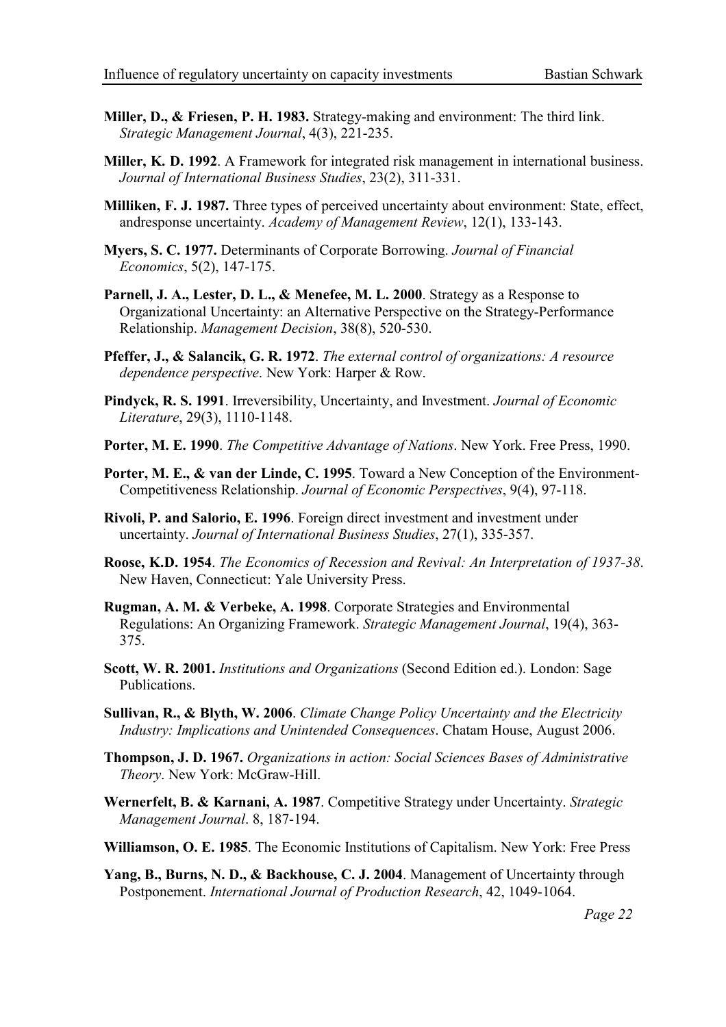**Miller, D., & Friesen, P. H. 1983.** Strategy-making and environment: The third link. *Strategic Management Journal*, 4(3), 221-235.

**Miller, K. D. 1992**. A Framework for integrated risk management in international business. *Journal of International Business Studies*, 23(2), 311-331.

**Milliken, F. J. 1987.** Three types of perceived uncertainty about environment: State, effect, andresponse uncertainty. *Academy of Management Review*, 12(1), 133-143.

**Myers, S. C. 1977.** Determinants of Corporate Borrowing. *Journal of Financial Economics*, 5(2), 147-175.

**Parnell, J. A., Lester, D. L., & Menefee, M. L. 2000**. Strategy as a Response to Organizational Uncertainty: an Alternative Perspective on the Strategy-Performance Relationship. *Management Decision*, 38(8), 520-530.

**Pfeffer, J., & Salancik, G. R. 1972**. *The external control of organizations: A resource dependence perspective*. New York: Harper & Row.

**Pindyck, R. S. 1991**. Irreversibility, Uncertainty, and Investment. *Journal of Economic Literature*, 29(3), 1110-1148.

**Porter, M. E. 1990**. *The Competitive Advantage of Nations*. New York. Free Press, 1990.

**Porter, M. E., & van der Linde, C. 1995**. Toward a New Conception of the Environment-Competitiveness Relationship. *Journal of Economic Perspectives*, 9(4), 97-118.

**Rivoli, P. and Salorio, E. 1996**. Foreign direct investment and investment under uncertainty. *Journal of International Business Studies*, 27(1), 335-357.

**Roose, K.D. 1954**. *The Economics of Recession and Revival: An Interpretation of 1937-38*. New Haven, Connecticut: Yale University Press.

**Rugman, A. M. & Verbeke, A. 1998**. Corporate Strategies and Environmental Regulations: An Organizing Framework. *Strategic Management Journal*, 19(4), 363-375.

**Scott, W. R. 2001.** *Institutions and Organizations* (Second Edition ed.). London: Sage Publications.

**Sullivan, R., & Blyth, W. 2006**. *Climate Change Policy Uncertainty and the Electricity Industry: Implications and Unintended Consequences*. Chatam House, August 2006.

**Thompson, J. D. 1967.** *Organizations in action: Social Sciences Bases of Administrative Theory*. New York: McGraw-Hill.

**Wernerfelt, B. & Karnani, A. 1987**. Competitive Strategy under Uncertainty. *Strategic Management Journal*. 8, 187-194.

**Williamson, O. E. 1985**. The Economic Institutions of Capitalism. New York: Free Press

**Yang, B., Burns, N. D., & Backhouse, C. J. 2004**. Management of Uncertainty through Postponement. *International Journal of Production Research*, 42, 1049-1064.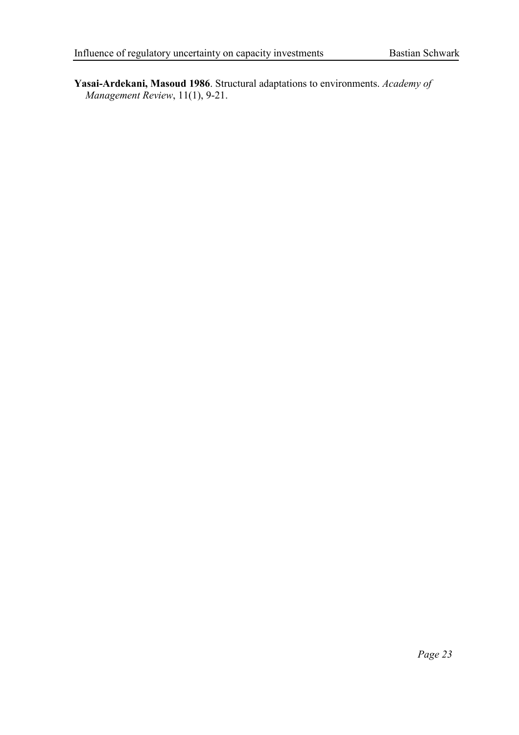**Yasai-Ardekani, Masoud 1986**. Structural adaptations to environments. *Academy of Management Review*, 11(1), 9-21.